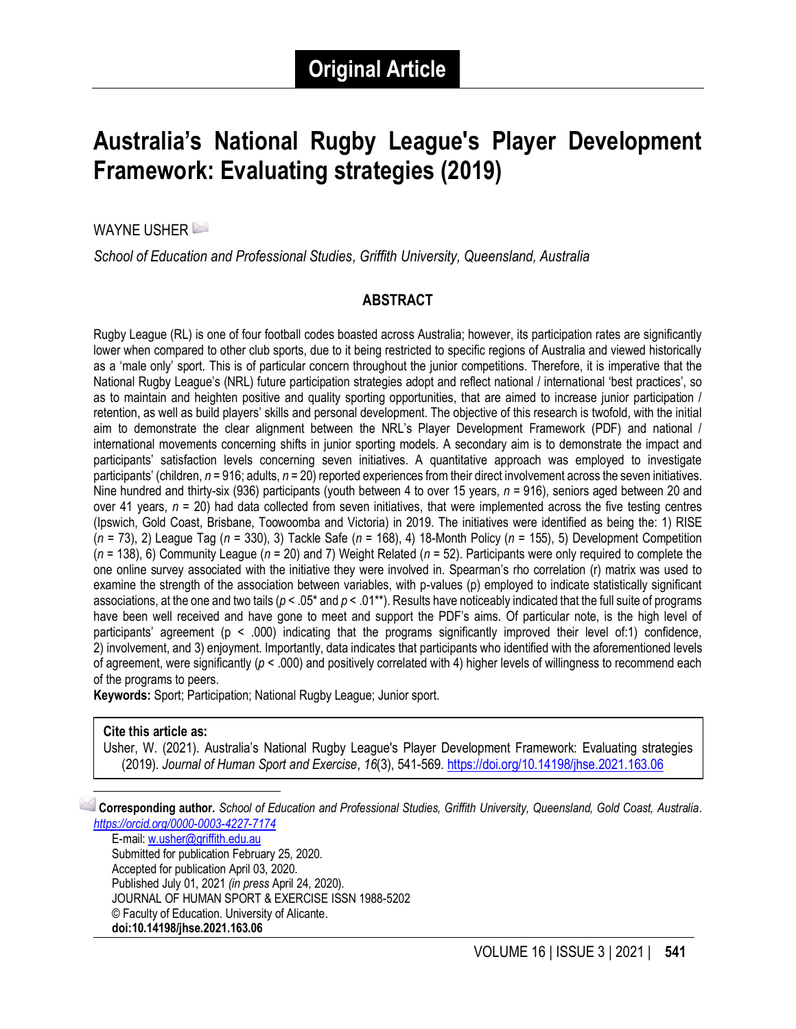# Original Article

# Australia's National Rugby League's Player Development Framework: Evaluating strategies (2019)

WAYNE USHER

*School of Education and Professional Studies, Griffith University, Queensland, Australia*

## ABSTRACT

Rugby League (RL) is one of four football codes boasted across Australia; however, its participation rates are significantly lower when compared to other club sports, due to it being restricted to specific regions of Australia and viewed historically as a 'male only' sport. This is of particular concern throughout the junior competitions. Therefore, it is imperative that the National Rugby League's (NRL) future participation strategies adopt and reflect national / international 'best practices', so as to maintain and heighten positive and quality sporting opportunities, that are aimed to increase junior participation / retention, as well as build players' skills and personal development. The objective of this research is twofold, with the initial aim to demonstrate the clear alignment between the NRL's Player Development Framework (PDF) and national / international movements concerning shifts in junior sporting models. A secondary aim is to demonstrate the impact and participants' satisfaction levels concerning seven initiatives. A quantitative approach was employed to investigate participants' (children, $n$ = 916; adults, $n$ = 20) reported experiences from their direct involvement across the seven initiatives. Nine hundred and thirty-six (936) participants (youth between 4 to over 15 years, $n$ = 916), seniors aged between 20 and over 41 years, $n$ = 20) had data collected from seven initiatives, that were implemented across the five testing centres (Ipswich, Gold Coast, Brisbane, Toowoomba and Victoria) in 2019. The initiatives were identified as being the: 1) RISE ($n$ = 73), 2) League Tag ($n$ = 330), 3) Tackle Safe ($n$ = 168), 4) 18-Month Policy ($n$ = 155), 5) Development Competition ($n$ = 138), 6) Community League ($n$ = 20) and 7) Weight Related ($n$ = 52). Participants were only required to complete the one online survey associated with the initiative they were involved in. Spearman's rho correlation (r) matrix was used to examine the strength of the association between variables, with p-values (p) employed to indicate statistically significant associations, at the one and two tails ($p < .05$* and $p < .01$**). Results have noticeably indicated that the full suite of programs have been well received and have gone to meet and support the PDF's aims. Of particular note, is the high level of participants' agreement (p < .000) indicating that the programs significantly improved their level of:1) confidence, 2) involvement, and 3) enjoyment. Importantly, data indicates that participants who identified with the aforementioned levels of agreement, were significantly ($p < .000$) and positively correlated with 4) higher levels of willingness to recommend each of the programs to peers.

**Keywords:** Sport; Participation; National Rugby League; Junior sport.

**Cite this article as:**
Usher, W. (2021). Australia's National Rugby League's Player Development Framework: Evaluating strategies (2019). *Journal of Human Sport and Exercise*, *16*(3), 541-569. https://doi.org/10.14198/jhse.2021.163.06

**Corresponding author.** *School of Education and Professional Studies, Griffith University, Queensland, Gold Coast, Australia*. *https://orcid.org/0000-0003-4227-7174*
E-mail: w.usher@griffith.edu.au
Submitted for publication February 25, 2020.
Accepted for publication April 03, 2020.
Published July 01, 2021 *(in press* April 24, 2020).
JOURNAL OF HUMAN SPORT & EXERCISE ISSN 1988-5202
© Faculty of Education. University of Alicante.
**doi:10.14198/jhse.2021.163.06**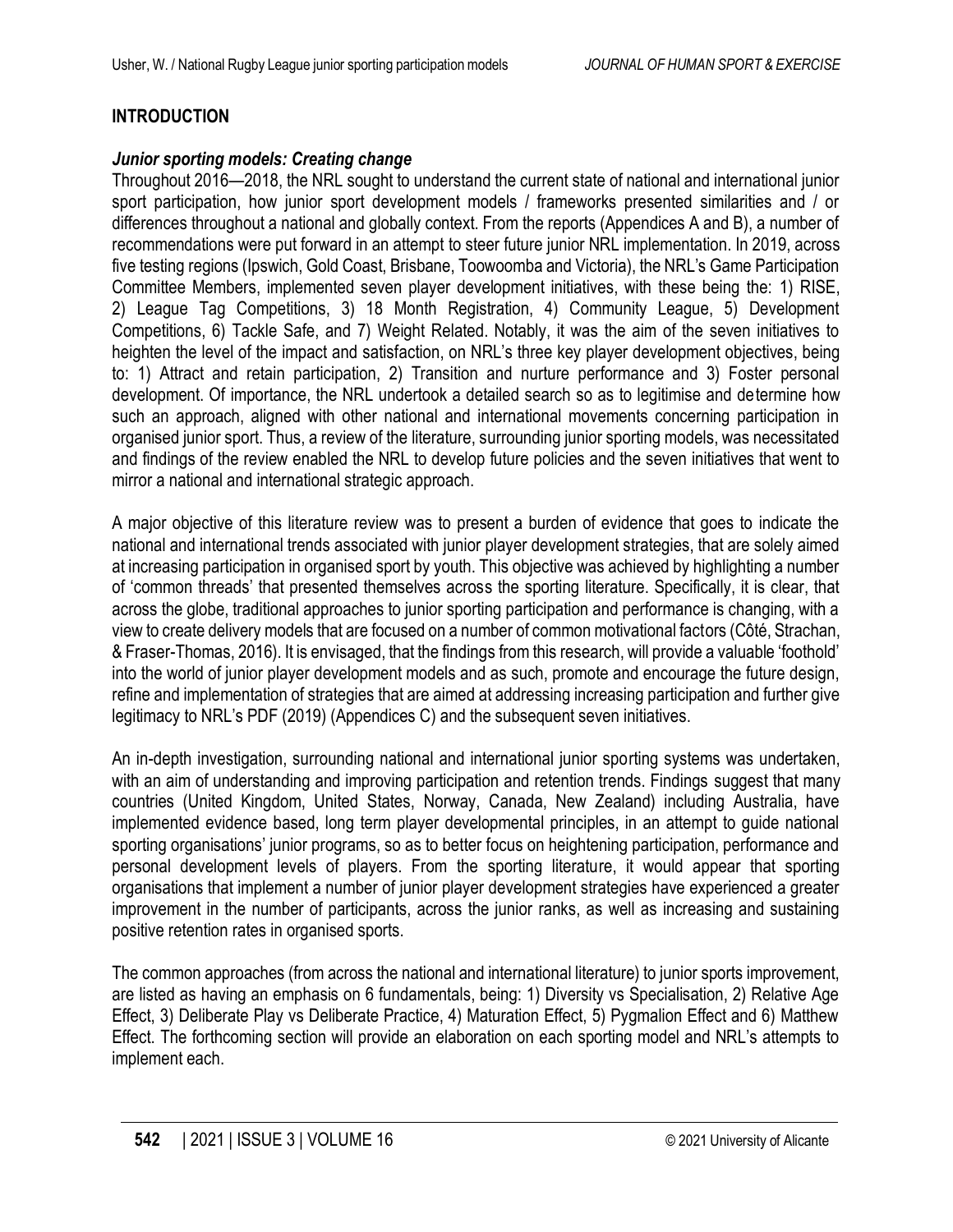## INTRODUCTION

### *Junior sporting models: Creating change*

Throughout 2016—2018, the NRL sought to understand the current state of national and international junior sport participation, how junior sport development models / frameworks presented similarities and / or differences throughout a national and globally context. From the reports (Appendices A and B), a number of recommendations were put forward in an attempt to steer future junior NRL implementation. In 2019, across five testing regions (Ipswich, Gold Coast, Brisbane, Toowoomba and Victoria), the NRL's Game Participation Committee Members, implemented seven player development initiatives, with these being the: 1) RISE, 2) League Tag Competitions, 3) 18 Month Registration, 4) Community League, 5) Development Competitions, 6) Tackle Safe, and 7) Weight Related. Notably, it was the aim of the seven initiatives to heighten the level of the impact and satisfaction, on NRL's three key player development objectives, being to: 1) Attract and retain participation, 2) Transition and nurture performance and 3) Foster personal development. Of importance, the NRL undertook a detailed search so as to legitimise and determine how such an approach, aligned with other national and international movements concerning participation in organised junior sport. Thus, a review of the literature, surrounding junior sporting models, was necessitated and findings of the review enabled the NRL to develop future policies and the seven initiatives that went to mirror a national and international strategic approach.

A major objective of this literature review was to present a burden of evidence that goes to indicate the national and international trends associated with junior player development strategies, that are solely aimed at increasing participation in organised sport by youth. This objective was achieved by highlighting a number of 'common threads' that presented themselves across the sporting literature. Specifically, it is clear, that across the globe, traditional approaches to junior sporting participation and performance is changing, with a view to create delivery models that are focused on a number of common motivational factors (Côté, Strachan, & Fraser-Thomas, 2016). It is envisaged, that the findings from this research, will provide a valuable 'foothold' into the world of junior player development models and as such, promote and encourage the future design, refine and implementation of strategies that are aimed at addressing increasing participation and further give legitimacy to NRL's PDF (2019) (Appendices C) and the subsequent seven initiatives.

An in-depth investigation, surrounding national and international junior sporting systems was undertaken, with an aim of understanding and improving participation and retention trends. Findings suggest that many countries (United Kingdom, United States, Norway, Canada, New Zealand) including Australia, have implemented evidence based, long term player developmental principles, in an attempt to guide national sporting organisations' junior programs, so as to better focus on heightening participation, performance and personal development levels of players. From the sporting literature, it would appear that sporting organisations that implement a number of junior player development strategies have experienced a greater improvement in the number of participants, across the junior ranks, as well as increasing and sustaining positive retention rates in organised sports.

The common approaches (from across the national and international literature) to junior sports improvement, are listed as having an emphasis on 6 fundamentals, being: 1) Diversity vs Specialisation, 2) Relative Age Effect, 3) Deliberate Play vs Deliberate Practice, 4) Maturation Effect, 5) Pygmalion Effect and 6) Matthew Effect. The forthcoming section will provide an elaboration on each sporting model and NRL's attempts to implement each.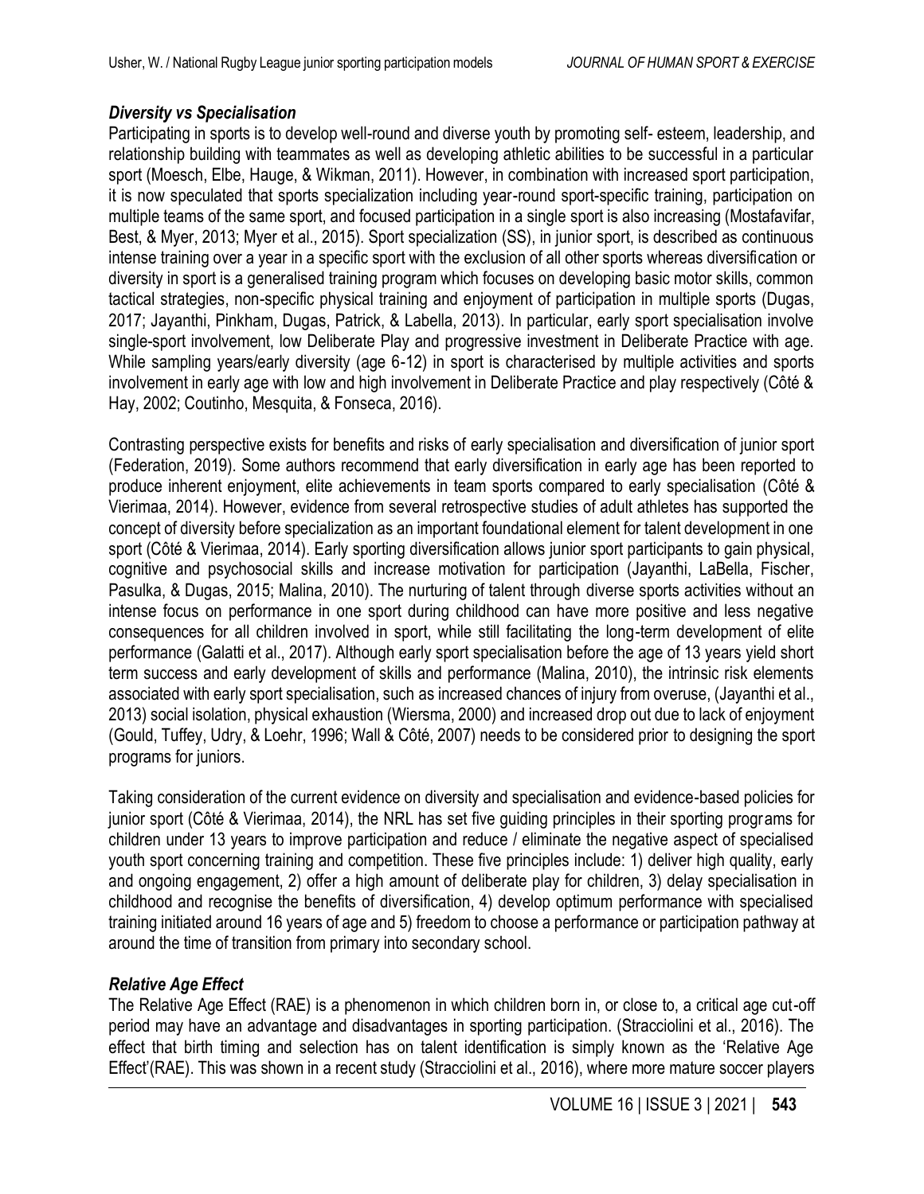### *Diversity vs Specialisation*

Participating in sports is to develop well-round and diverse youth by promoting self- esteem, leadership, and relationship building with teammates as well as developing athletic abilities to be successful in a particular sport (Moesch, Elbe, Hauge, & Wikman, 2011). However, in combination with increased sport participation, it is now speculated that sports specialization including year-round sport-specific training, participation on multiple teams of the same sport, and focused participation in a single sport is also increasing (Mostafavifar, Best, & Myer, 2013; Myer et al., 2015). Sport specialization (SS), in junior sport, is described as continuous intense training over a year in a specific sport with the exclusion of all other sports whereas diversification or diversity in sport is a generalised training program which focuses on developing basic motor skills, common tactical strategies, non-specific physical training and enjoyment of participation in multiple sports (Dugas, 2017; Jayanthi, Pinkham, Dugas, Patrick, & Labella, 2013). In particular, early sport specialisation involve single-sport involvement, low Deliberate Play and progressive investment in Deliberate Practice with age. While sampling years/early diversity (age 6-12) in sport is characterised by multiple activities and sports involvement in early age with low and high involvement in Deliberate Practice and play respectively (Côté & Hay, 2002; Coutinho, Mesquita, & Fonseca, 2016).

Contrasting perspective exists for benefits and risks of early specialisation and diversification of junior sport (Federation, 2019). Some authors recommend that early diversification in early age has been reported to produce inherent enjoyment, elite achievements in team sports compared to early specialisation (Côté & Vierimaa, 2014). However, evidence from several retrospective studies of adult athletes has supported the concept of diversity before specialization as an important foundational element for talent development in one sport (Côté & Vierimaa, 2014). Early sporting diversification allows junior sport participants to gain physical, cognitive and psychosocial skills and increase motivation for participation (Jayanthi, LaBella, Fischer, Pasulka, & Dugas, 2015; Malina, 2010). The nurturing of talent through diverse sports activities without an intense focus on performance in one sport during childhood can have more positive and less negative consequences for all children involved in sport, while still facilitating the long-term development of elite performance (Galatti et al., 2017). Although early sport specialisation before the age of 13 years yield short term success and early development of skills and performance (Malina, 2010), the intrinsic risk elements associated with early sport specialisation, such as increased chances of injury from overuse, (Jayanthi et al., 2013) social isolation, physical exhaustion (Wiersma, 2000) and increased drop out due to lack of enjoyment (Gould, Tuffey, Udry, & Loehr, 1996; Wall & Côté, 2007) needs to be considered prior to designing the sport programs for juniors.

Taking consideration of the current evidence on diversity and specialisation and evidence-based policies for junior sport (Côté & Vierimaa, 2014), the NRL has set five guiding principles in their sporting programs for children under 13 years to improve participation and reduce / eliminate the negative aspect of specialised youth sport concerning training and competition. These five principles include: 1) deliver high quality, early and ongoing engagement, 2) offer a high amount of deliberate play for children, 3) delay specialisation in childhood and recognise the benefits of diversification, 4) develop optimum performance with specialised training initiated around 16 years of age and 5) freedom to choose a performance or participation pathway at around the time of transition from primary into secondary school.

### *Relative Age Effect*

The Relative Age Effect (RAE) is a phenomenon in which children born in, or close to, a critical age cut-off period may have an advantage and disadvantages in sporting participation. (Stracciolini et al., 2016). The effect that birth timing and selection has on talent identification is simply known as the 'Relative Age Effect'(RAE). This was shown in a recent study (Stracciolini et al., 2016), where more mature soccer players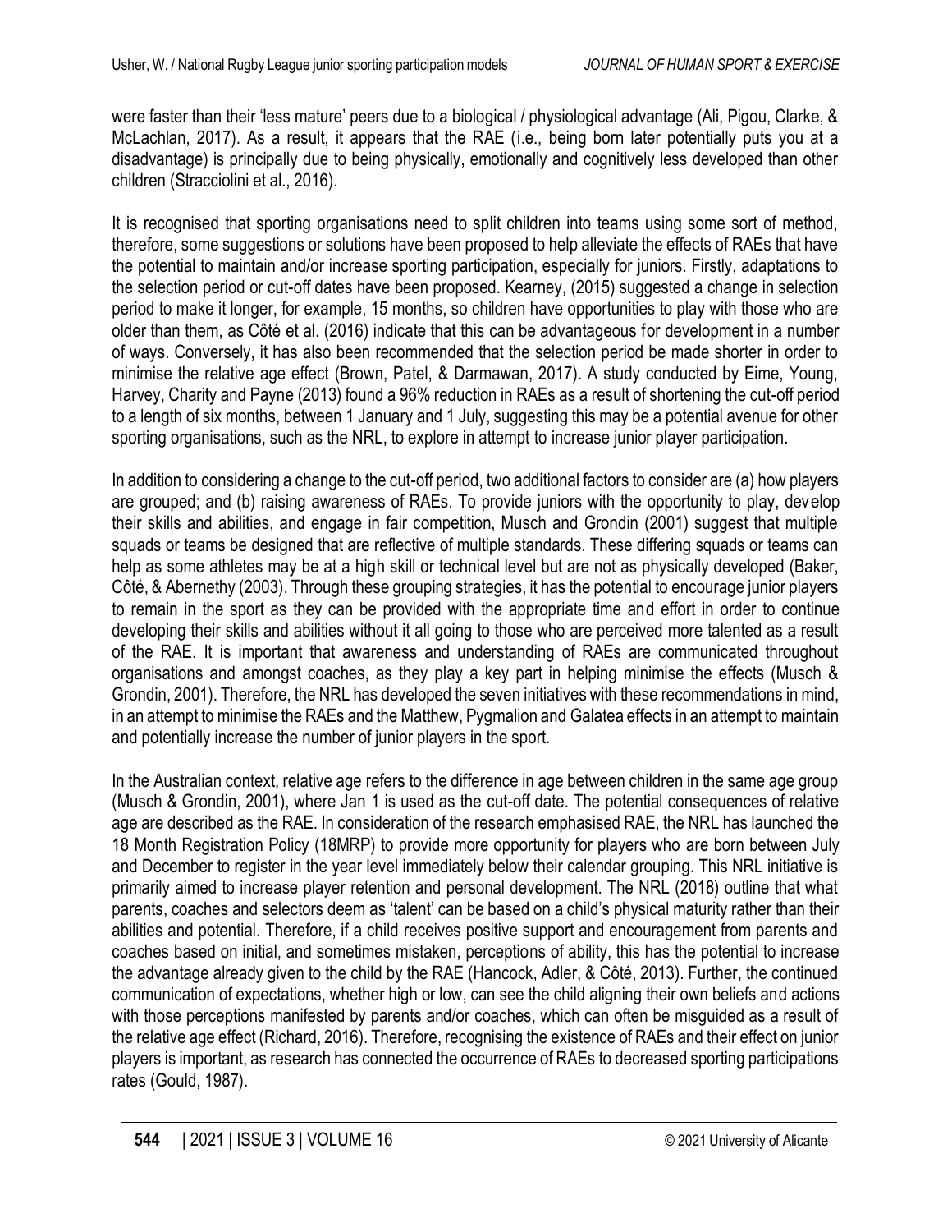were faster than their 'less mature' peers due to a biological / physiological advantage (Ali, Pigou, Clarke, & McLachlan, 2017). As a result, it appears that the RAE (i.e., being born later potentially puts you at a disadvantage) is principally due to being physically, emotionally and cognitively less developed than other children (Stracciolini et al., 2016).

It is recognised that sporting organisations need to split children into teams using some sort of method, therefore, some suggestions or solutions have been proposed to help alleviate the effects of RAEs that have the potential to maintain and/or increase sporting participation, especially for juniors. Firstly, adaptations to the selection period or cut-off dates have been proposed. Kearney, (2015) suggested a change in selection period to make it longer, for example, 15 months, so children have opportunities to play with those who are older than them, as Côté et al. (2016) indicate that this can be advantageous for development in a number of ways. Conversely, it has also been recommended that the selection period be made shorter in order to minimise the relative age effect (Brown, Patel, & Darmawan, 2017). A study conducted by Eime, Young, Harvey, Charity and Payne (2013) found a 96% reduction in RAEs as a result of shortening the cut-off period to a length of six months, between 1 January and 1 July, suggesting this may be a potential avenue for other sporting organisations, such as the NRL, to explore in attempt to increase junior player participation.

In addition to considering a change to the cut-off period, two additional factors to consider are (a) how players are grouped; and (b) raising awareness of RAEs. To provide juniors with the opportunity to play, develop their skills and abilities, and engage in fair competition, Musch and Grondin (2001) suggest that multiple squads or teams be designed that are reflective of multiple standards. These differing squads or teams can help as some athletes may be at a high skill or technical level but are not as physically developed (Baker, Côté, & Abernethy (2003). Through these grouping strategies, it has the potential to encourage junior players to remain in the sport as they can be provided with the appropriate time and effort in order to continue developing their skills and abilities without it all going to those who are perceived more talented as a result of the RAE. It is important that awareness and understanding of RAEs are communicated throughout organisations and amongst coaches, as they play a key part in helping minimise the effects (Musch & Grondin, 2001). Therefore, the NRL has developed the seven initiatives with these recommendations in mind, in an attempt to minimise the RAEs and the Matthew, Pygmalion and Galatea effects in an attempt to maintain and potentially increase the number of junior players in the sport.

In the Australian context, relative age refers to the difference in age between children in the same age group (Musch & Grondin, 2001), where Jan 1 is used as the cut-off date. The potential consequences of relative age are described as the RAE. In consideration of the research emphasised RAE, the NRL has launched the 18 Month Registration Policy (18MRP) to provide more opportunity for players who are born between July and December to register in the year level immediately below their calendar grouping. This NRL initiative is primarily aimed to increase player retention and personal development. The NRL (2018) outline that what parents, coaches and selectors deem as 'talent' can be based on a child's physical maturity rather than their abilities and potential. Therefore, if a child receives positive support and encouragement from parents and coaches based on initial, and sometimes mistaken, perceptions of ability, this has the potential to increase the advantage already given to the child by the RAE (Hancock, Adler, & Côté, 2013). Further, the continued communication of expectations, whether high or low, can see the child aligning their own beliefs and actions with those perceptions manifested by parents and/or coaches, which can often be misguided as a result of the relative age effect (Richard, 2016). Therefore, recognising the existence of RAEs and their effect on junior players is important, as research has connected the occurrence of RAEs to decreased sporting participations rates (Gould, 1987).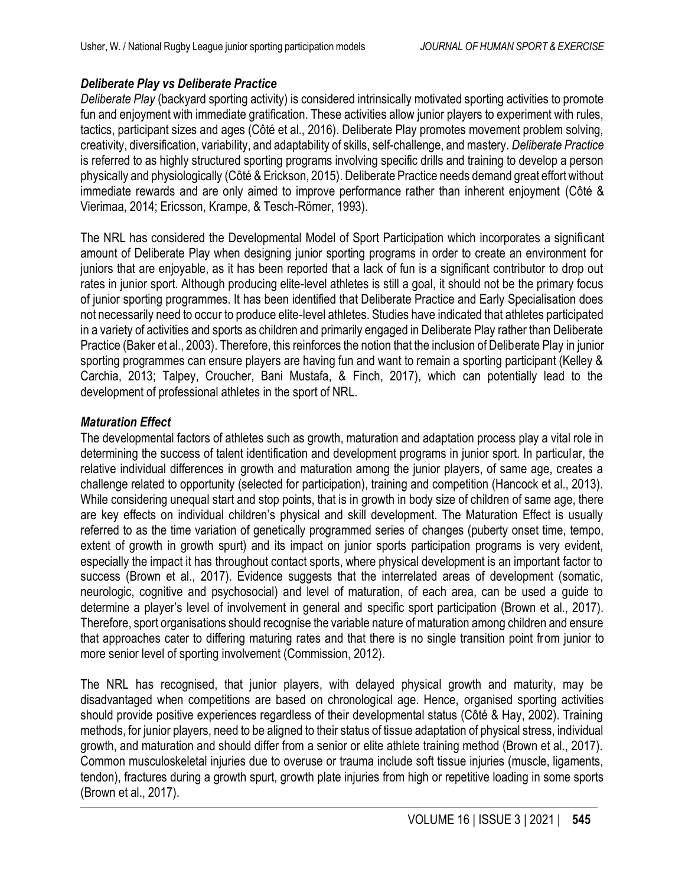### *Deliberate Play vs Deliberate Practice*

*Deliberate Play* (backyard sporting activity) is considered intrinsically motivated sporting activities to promote fun and enjoyment with immediate gratification. These activities allow junior players to experiment with rules, tactics, participant sizes and ages (Côté et al., 2016). Deliberate Play promotes movement problem solving, creativity, diversification, variability, and adaptability of skills, self-challenge, and mastery. *Deliberate Practice* is referred to as highly structured sporting programs involving specific drills and training to develop a person physically and physiologically (Côté & Erickson, 2015). Deliberate Practice needs demand great effort without immediate rewards and are only aimed to improve performance rather than inherent enjoyment (Côté & Vierimaa, 2014; Ericsson, Krampe, & Tesch-Römer, 1993).

The NRL has considered the Developmental Model of Sport Participation which incorporates a significant amount of Deliberate Play when designing junior sporting programs in order to create an environment for juniors that are enjoyable, as it has been reported that a lack of fun is a significant contributor to drop out rates in junior sport. Although producing elite-level athletes is still a goal, it should not be the primary focus of junior sporting programmes. It has been identified that Deliberate Practice and Early Specialisation does not necessarily need to occur to produce elite-level athletes. Studies have indicated that athletes participated in a variety of activities and sports as children and primarily engaged in Deliberate Play rather than Deliberate Practice (Baker et al., 2003). Therefore, this reinforces the notion that the inclusion of Deliberate Play in junior sporting programmes can ensure players are having fun and want to remain a sporting participant (Kelley & Carchia, 2013; Talpey, Croucher, Bani Mustafa, & Finch, 2017), which can potentially lead to the development of professional athletes in the sport of NRL.

### *Maturation Effect*

The developmental factors of athletes such as growth, maturation and adaptation process play a vital role in determining the success of talent identification and development programs in junior sport. In particular, the relative individual differences in growth and maturation among the junior players, of same age, creates a challenge related to opportunity (selected for participation), training and competition (Hancock et al., 2013). While considering unequal start and stop points, that is in growth in body size of children of same age, there are key effects on individual children's physical and skill development. The Maturation Effect is usually referred to as the time variation of genetically programmed series of changes (puberty onset time, tempo, extent of growth in growth spurt) and its impact on junior sports participation programs is very evident, especially the impact it has throughout contact sports, where physical development is an important factor to success (Brown et al., 2017). Evidence suggests that the interrelated areas of development (somatic, neurologic, cognitive and psychosocial) and level of maturation, of each area, can be used a guide to determine a player's level of involvement in general and specific sport participation (Brown et al., 2017). Therefore, sport organisations should recognise the variable nature of maturation among children and ensure that approaches cater to differing maturing rates and that there is no single transition point from junior to more senior level of sporting involvement (Commission, 2012).

The NRL has recognised, that junior players, with delayed physical growth and maturity, may be disadvantaged when competitions are based on chronological age. Hence, organised sporting activities should provide positive experiences regardless of their developmental status (Côté & Hay, 2002). Training methods, for junior players, need to be aligned to their status of tissue adaptation of physical stress, individual growth, and maturation and should differ from a senior or elite athlete training method (Brown et al., 2017). Common musculoskeletal injuries due to overuse or trauma include soft tissue injuries (muscle, ligaments, tendon), fractures during a growth spurt, growth plate injuries from high or repetitive loading in some sports (Brown et al., 2017).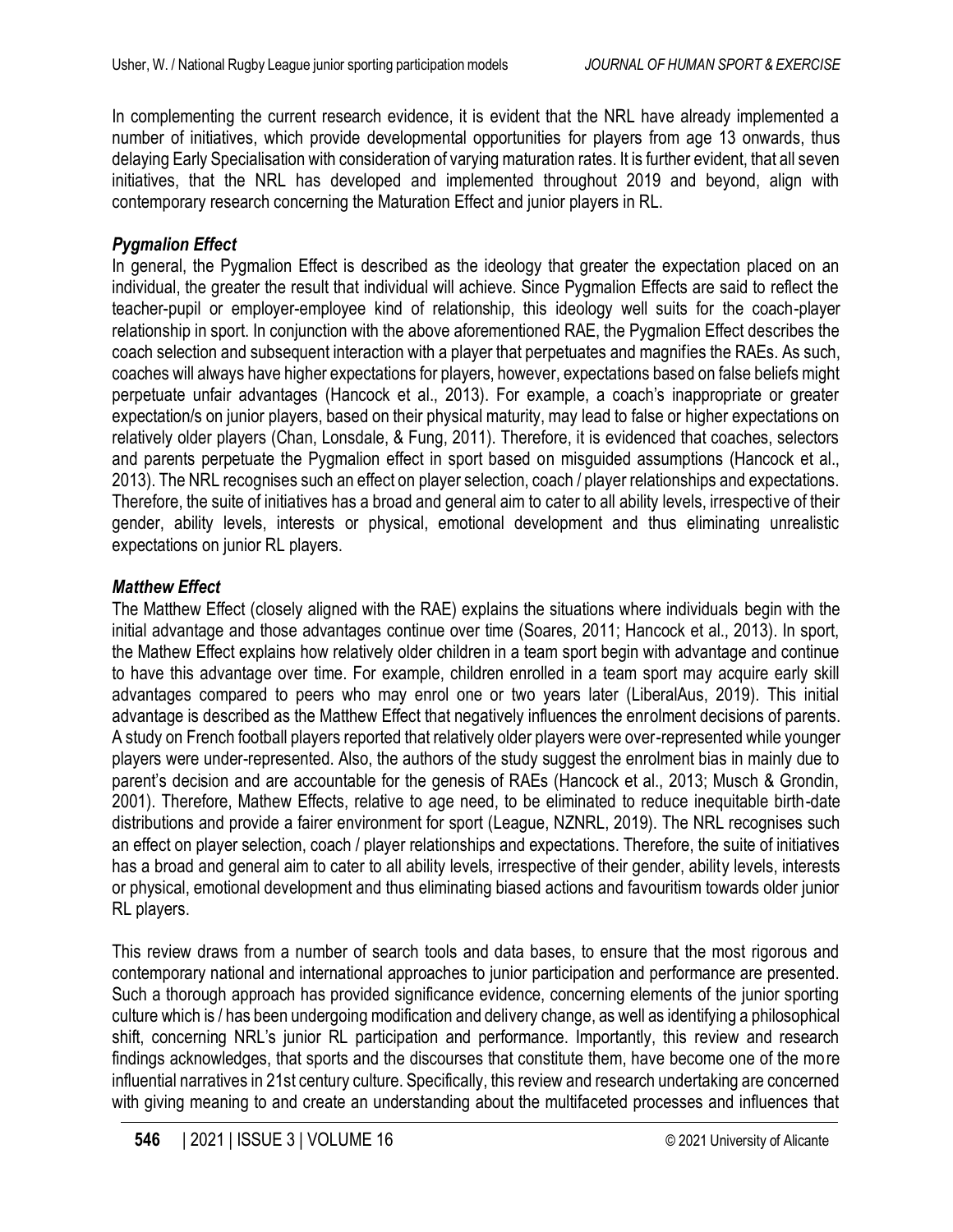In complementing the current research evidence, it is evident that the NRL have already implemented a number of initiatives, which provide developmental opportunities for players from age 13 onwards, thus delaying Early Specialisation with consideration of varying maturation rates. It is further evident, that all seven initiatives, that the NRL has developed and implemented throughout 2019 and beyond, align with contemporary research concerning the Maturation Effect and junior players in RL.

### *Pygmalion Effect*

In general, the Pygmalion Effect is described as the ideology that greater the expectation placed on an individual, the greater the result that individual will achieve. Since Pygmalion Effects are said to reflect the teacher-pupil or employer-employee kind of relationship, this ideology well suits for the coach-player relationship in sport. In conjunction with the above aforementioned RAE, the Pygmalion Effect describes the coach selection and subsequent interaction with a player that perpetuates and magnifies the RAEs. As such, coaches will always have higher expectations for players, however, expectations based on false beliefs might perpetuate unfair advantages (Hancock et al., 2013). For example, a coach's inappropriate or greater expectation/s on junior players, based on their physical maturity, may lead to false or higher expectations on relatively older players (Chan, Lonsdale, & Fung, 2011). Therefore, it is evidenced that coaches, selectors and parents perpetuate the Pygmalion effect in sport based on misguided assumptions (Hancock et al., 2013). The NRL recognises such an effect on player selection, coach / player relationships and expectations. Therefore, the suite of initiatives has a broad and general aim to cater to all ability levels, irrespective of their gender, ability levels, interests or physical, emotional development and thus eliminating unrealistic expectations on junior RL players.

### *Matthew Effect*

The Matthew Effect (closely aligned with the RAE) explains the situations where individuals begin with the initial advantage and those advantages continue over time (Soares, 2011; Hancock et al., 2013). In sport, the Mathew Effect explains how relatively older children in a team sport begin with advantage and continue to have this advantage over time. For example, children enrolled in a team sport may acquire early skill advantages compared to peers who may enrol one or two years later (LiberalAus, 2019). This initial advantage is described as the Matthew Effect that negatively influences the enrolment decisions of parents. A study on French football players reported that relatively older players were over-represented while younger players were under-represented. Also, the authors of the study suggest the enrolment bias in mainly due to parent's decision and are accountable for the genesis of RAEs (Hancock et al., 2013; Musch & Grondin, 2001). Therefore, Mathew Effects, relative to age need, to be eliminated to reduce inequitable birth-date distributions and provide a fairer environment for sport (League, NZNRL, 2019). The NRL recognises such an effect on player selection, coach / player relationships and expectations. Therefore, the suite of initiatives has a broad and general aim to cater to all ability levels, irrespective of their gender, ability levels, interests or physical, emotional development and thus eliminating biased actions and favouritism towards older junior RL players.

This review draws from a number of search tools and data bases, to ensure that the most rigorous and contemporary national and international approaches to junior participation and performance are presented. Such a thorough approach has provided significance evidence, concerning elements of the junior sporting culture which is / has been undergoing modification and delivery change, as well as identifying a philosophical shift, concerning NRL's junior RL participation and performance. Importantly, this review and research findings acknowledges, that sports and the discourses that constitute them, have become one of the more influential narratives in 21st century culture. Specifically, this review and research undertaking are concerned with giving meaning to and create an understanding about the multifaceted processes and influences that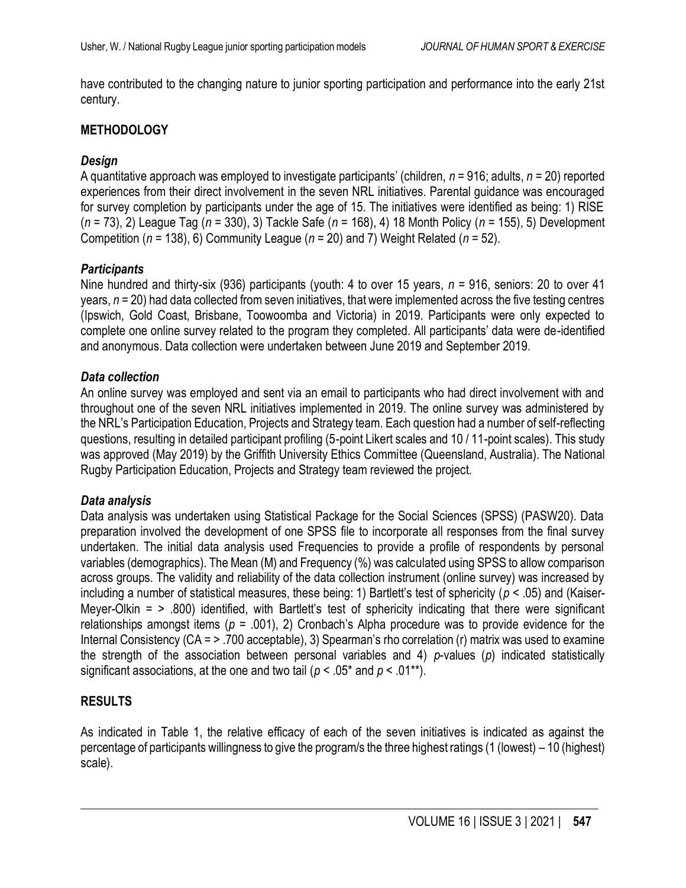have contributed to the changing nature to junior sporting participation and performance into the early 21st century.

## METHODOLOGY

### *Design*

A quantitative approach was employed to investigate participants' (children, $n$ = 916; adults, $n$ = 20) reported experiences from their direct involvement in the seven NRL initiatives. Parental guidance was encouraged for survey completion by participants under the age of 15. The initiatives were identified as being: 1) RISE ($n$ = 73), 2) League Tag ($n$ = 330), 3) Tackle Safe ($n$ = 168), 4) 18 Month Policy ($n$ = 155), 5) Development Competition ($n$ = 138), 6) Community League ($n$ = 20) and 7) Weight Related ($n$ = 52).

### *Participants*

Nine hundred and thirty-six (936) participants (youth: 4 to over 15 years, $n$ = 916, seniors: 20 to over 41 years, $n$ = 20) had data collected from seven initiatives, that were implemented across the five testing centres (Ipswich, Gold Coast, Brisbane, Toowoomba and Victoria) in 2019. Participants were only expected to complete one online survey related to the program they completed. All participants' data were de-identified and anonymous. Data collection were undertaken between June 2019 and September 2019.

### *Data collection*

An online survey was employed and sent via an email to participants who had direct involvement with and throughout one of the seven NRL initiatives implemented in 2019. The online survey was administered by the NRL's Participation Education, Projects and Strategy team. Each question had a number of self-reflecting questions, resulting in detailed participant profiling (5-point Likert scales and 10 / 11-point scales). This study was approved (May 2019) by the Griffith University Ethics Committee (Queensland, Australia). The National Rugby Participation Education, Projects and Strategy team reviewed the project.

### *Data analysis*

Data analysis was undertaken using Statistical Package for the Social Sciences (SPSS) (PASW20). Data preparation involved the development of one SPSS file to incorporate all responses from the final survey undertaken. The initial data analysis used Frequencies to provide a profile of respondents by personal variables (demographics). The Mean (M) and Frequency (%) was calculated using SPSS to allow comparison across groups. The validity and reliability of the data collection instrument (online survey) was increased by including a number of statistical measures, these being: 1) Bartlett's test of sphericity ($p < .05$) and (Kaiser-Meyer-Olkin = > .800) identified, with Bartlett's test of sphericity indicating that there were significant relationships amongst items ($p = .001$), 2) Cronbach's Alpha procedure was to provide evidence for the Internal Consistency (CA = > .700 acceptable), 3) Spearman's rho correlation (r) matrix was used to examine the strength of the association between personal variables and 4) $p$-values ($p$) indicated statistically significant associations, at the one and two tail ($p < .05^*$ and $p < .01^{**}$).

## RESULTS

As indicated in Table 1, the relative efficacy of each of the seven initiatives is indicated as against the percentage of participants willingness to give the program/s the three highest ratings (1 (lowest) – 10 (highest) scale).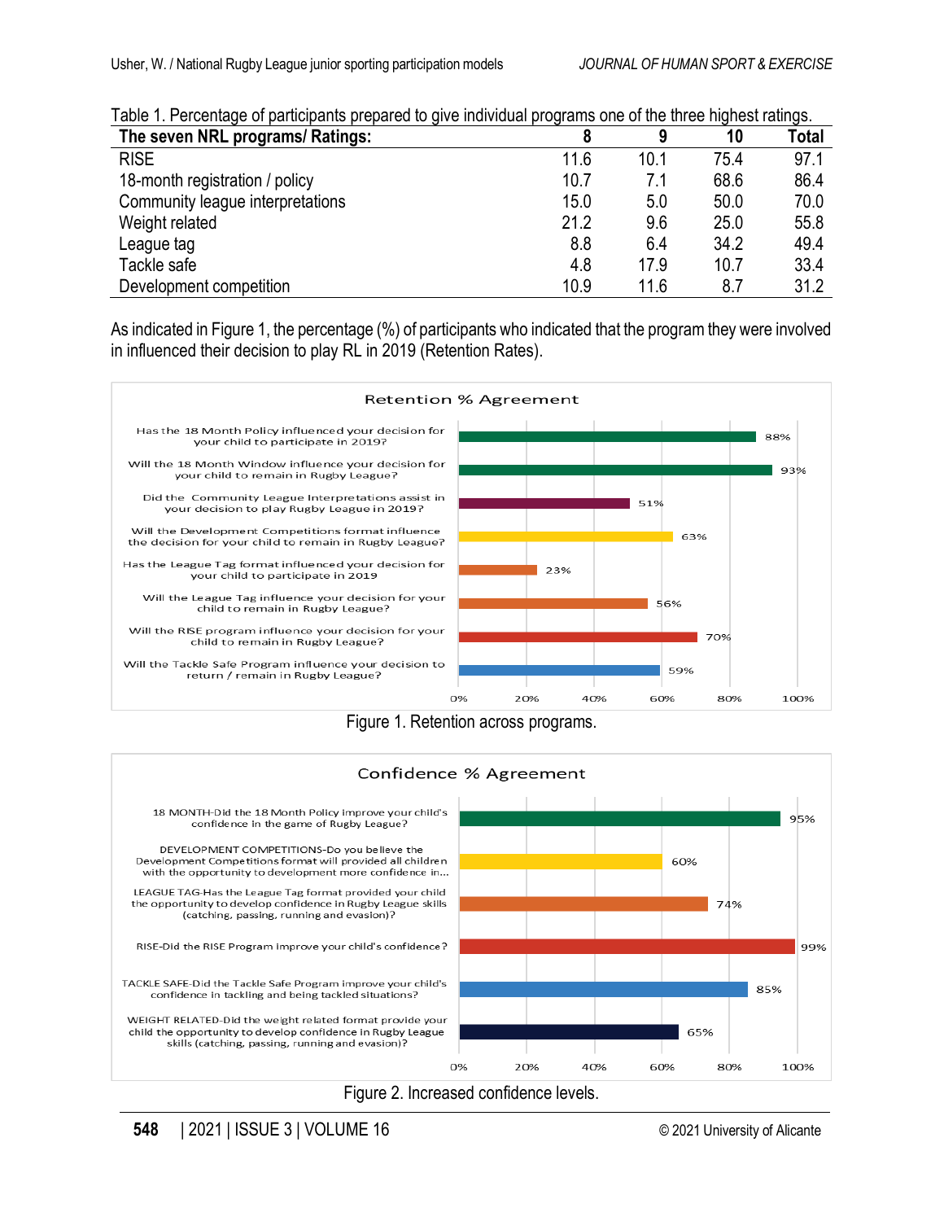Table 1. Percentage of participants prepared to give individual programs one of the three highest ratings.

| The seven NRL programs/ Ratings: | 8 | 9 | 10 | Total |
|---|---|---|---|---|
| RISE | 11.6 | 10.1 | 75.4 | 97.1 |
| 18-month registration / policy | 10.7 | 7.1 | 68.6 | 86.4 |
| Community league interpretations | 15.0 | 5.0 | 50.0 | 70.0 |
| Weight related | 21.2 | 9.6 | 25.0 | 55.8 |
| League tag | 8.8 | 6.4 | 34.2 | 49.4 |
| Tackle safe | 4.8 | 17.9 | 10.7 | 33.4 |
| Development competition | 10.9 | 11.6 | 8.7 | 31.2 |

As indicated in Figure 1, the percentage (%) of participants who indicated that the program they were involved in influenced their decision to play RL in 2019 (Retention Rates).

**Retention % Agreement**

| Question | Agreement |
|---|---|
| Has the 18 Month Policy influenced your decision for your child to participate in 2019? | 88% |
| Will the 18 Month Window influence your decision for your child to remain in Rugby League? | 93% |
| Did the Community League Interpretations assist in your decision to play Rugby League in 2019? | 51% |
| Will the Development Competitions format influence the decision for your child to remain in Rugby League? | 63% |
| Has the League Tag format influenced your decision for your child to participate in 2019 | 23% |
| Will the League Tag influence your decision for your child to remain in Rugby League? | 56% |
| Will the RISE program influence your decision for your child to remain in Rugby League? | 70% |
| Will the Tackle Safe Program influence your decision to return / remain in Rugby League? | 59% |

Figure 1. Retention across programs.

**Confidence % Agreement**

| Question | Agreement |
|---|---|
| 18 MONTH-Did the 18 Month Policy improve your child's confidence in the game of Rugby League? | 95% |
| DEVELOPMENT COMPETITIONS-Do you believe the Development Competitions format will provided all children with the opportunity to development more confidence in... | 60% |
| LEAGUE TAG-Has the League Tag format provided your child the opportunity to develop confidence in Rugby League skills (catching, passing, running and evasion)? | 74% |
| RISE-Did the RISE Program improve your child's confidence? | 99% |
| TACKLE SAFE-Did the Tackle Safe Program improve your child's confidence in tackling and being tackled situations? | 85% |
| WEIGHT RELATED-Did the weight related format provide your child the opportunity to develop confidence in Rugby League skills (catching, passing, running and evasion)? | 65% |

Figure 2. Increased confidence levels.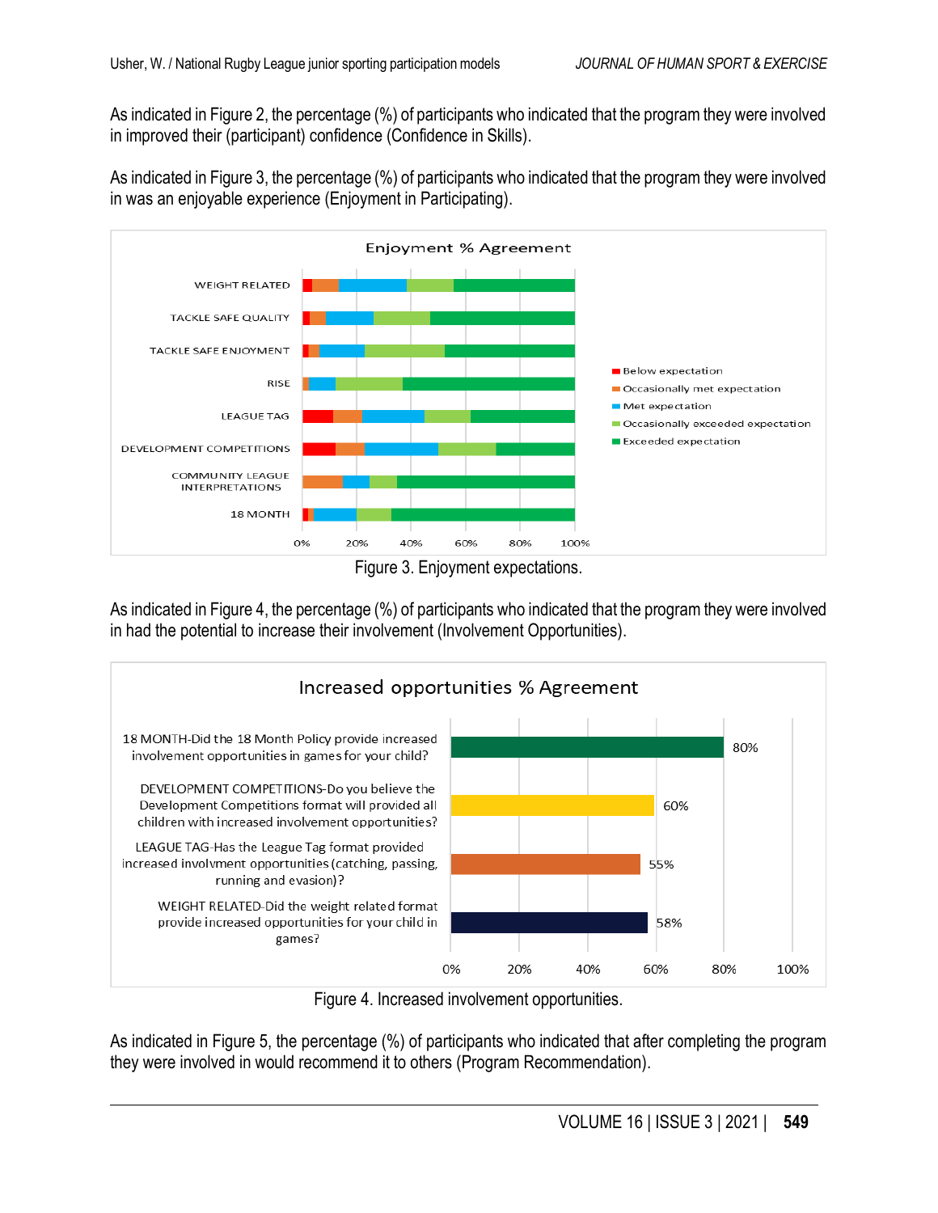As indicated in Figure 2, the percentage (%) of participants who indicated that the program they were involved in improved their (participant) confidence (Confidence in Skills).

As indicated in Figure 3, the percentage (%) of participants who indicated that the program they were involved in was an enjoyable experience (Enjoyment in Participating).

Figure 3. Enjoyment expectations.

As indicated in Figure 4, the percentage (%) of participants who indicated that the program they were involved in had the potential to increase their involvement (Involvement Opportunities).

Figure 4. Increased involvement opportunities.

As indicated in Figure 5, the percentage (%) of participants who indicated that after completing the program they were involved in would recommend it to others (Program Recommendation).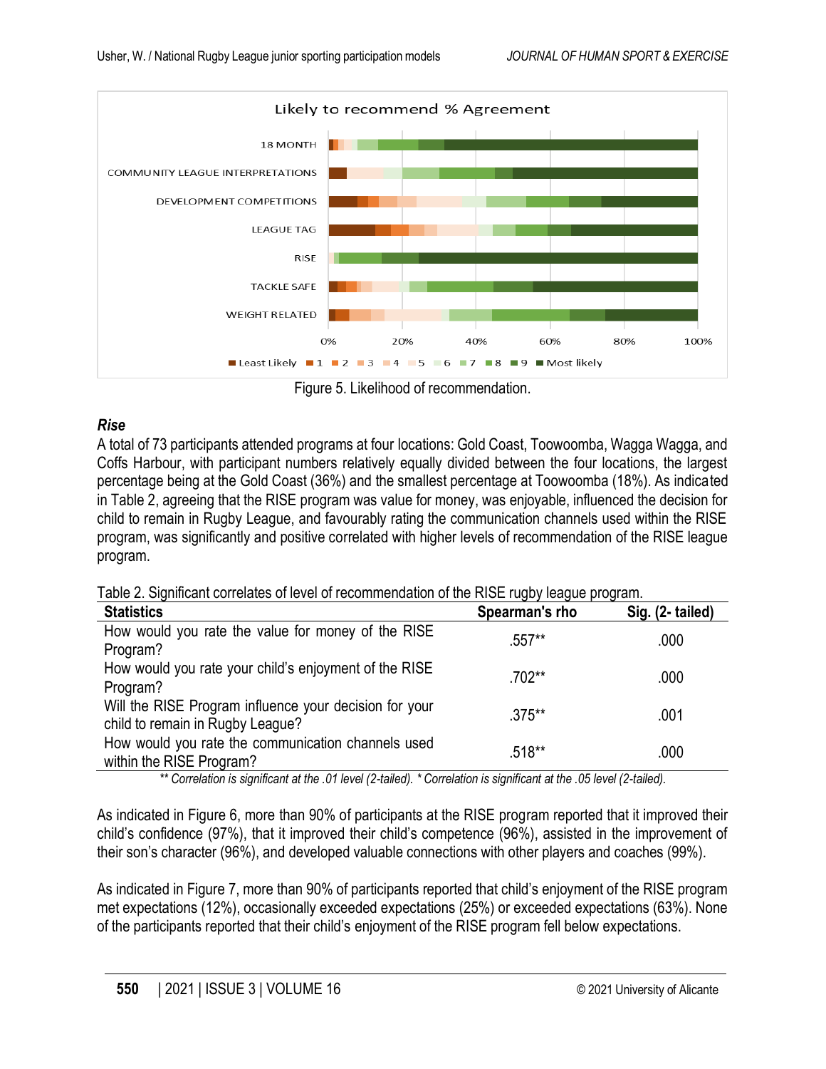Figure 5. Likelihood of recommendation.

***Rise***

A total of 73 participants attended programs at four locations: Gold Coast, Toowoomba, Wagga Wagga, and Coffs Harbour, with participant numbers relatively equally divided between the four locations, the largest percentage being at the Gold Coast (36%) and the smallest percentage at Toowoomba (18%). As indicated in Table 2, agreeing that the RISE program was value for money, was enjoyable, influenced the decision for child to remain in Rugby League, and favourably rating the communication channels used within the RISE program, was significantly and positive correlated with higher levels of recommendation of the RISE league program.

Table 2. Significant correlates of level of recommendation of the RISE rugby league program.

| Statistics | Spearman's rho | Sig. (2- tailed) |
|---|---|---|
| How would you rate the value for money of the RISE Program? | .557** | .000 |
| How would you rate your child's enjoyment of the RISE Program? | .702** | .000 |
| Will the RISE Program influence your decision for your child to remain in Rugby League? | .375** | .001 |
| How would you rate the communication channels used within the RISE Program? | .518** | .000 |

*** Correlation is significant at the .01 level (2-tailed). * Correlation is significant at the .05 level (2-tailed).*

As indicated in Figure 6, more than 90% of participants at the RISE program reported that it improved their child's confidence (97%), that it improved their child's competence (96%), assisted in the improvement of their son's character (96%), and developed valuable connections with other players and coaches (99%).

As indicated in Figure 7, more than 90% of participants reported that child's enjoyment of the RISE program met expectations (12%), occasionally exceeded expectations (25%) or exceeded expectations (63%). None of the participants reported that their child's enjoyment of the RISE program fell below expectations.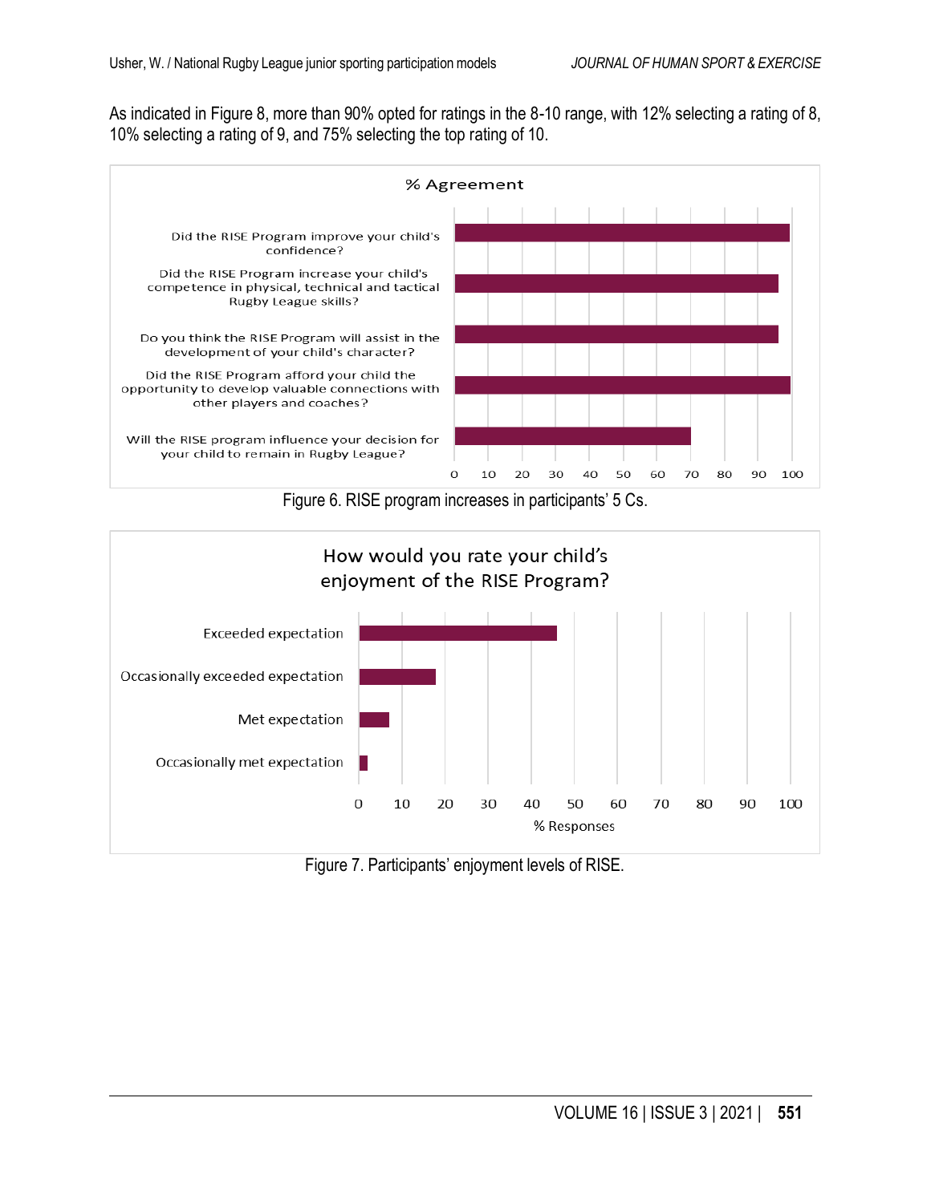As indicated in Figure 8, more than 90% opted for ratings in the 8-10 range, with 12% selecting a rating of 8, 10% selecting a rating of 9, and 75% selecting the top rating of 10.

Figure 6. RISE program increases in participants' 5 Cs.

Figure 7. Participants' enjoyment levels of RISE.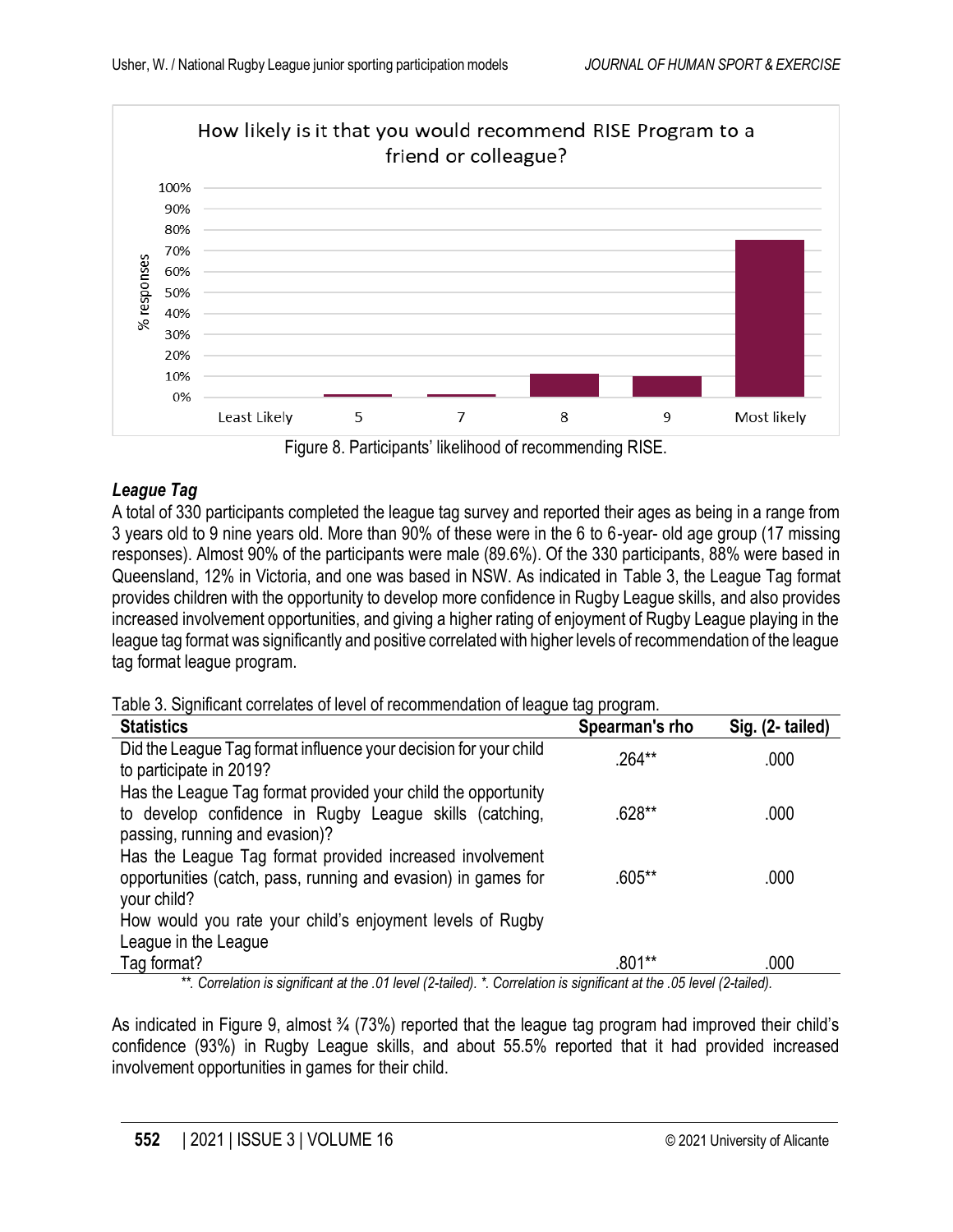Figure 8. Participants' likelihood of recommending RISE.

***League Tag***

A total of 330 participants completed the league tag survey and reported their ages as being in a range from 3 years old to 9 nine years old. More than 90% of these were in the 6 to 6-year- old age group (17 missing responses). Almost 90% of the participants were male (89.6%). Of the 330 participants, 88% were based in Queensland, 12% in Victoria, and one was based in NSW. As indicated in Table 3, the League Tag format provides children with the opportunity to develop more confidence in Rugby League skills, and also provides increased involvement opportunities, and giving a higher rating of enjoyment of Rugby League playing in the league tag format was significantly and positive correlated with higher levels of recommendation of the league tag format league program.

Table 3. Significant correlates of level of recommendation of league tag program.

| Statistics | Spearman's rho | Sig. (2- tailed) |
|---|---|---|
| Did the League Tag format influence your decision for your child to participate in 2019? | .264** | .000 |
| Has the League Tag format provided your child the opportunity to develop confidence in Rugby League skills (catching, passing, running and evasion)? | .628** | .000 |
| Has the League Tag format provided increased involvement opportunities (catch, pass, running and evasion) in games for your child? | .605** | .000 |
| How would you rate your child's enjoyment levels of Rugby League in the League Tag format? | .801** | .000 |

*\*\*. Correlation is significant at the .01 level (2-tailed). \*. Correlation is significant at the .05 level (2-tailed).*

As indicated in Figure 9, almost ¾ (73%) reported that the league tag program had improved their child's confidence (93%) in Rugby League skills, and about 55.5% reported that it had provided increased involvement opportunities in games for their child.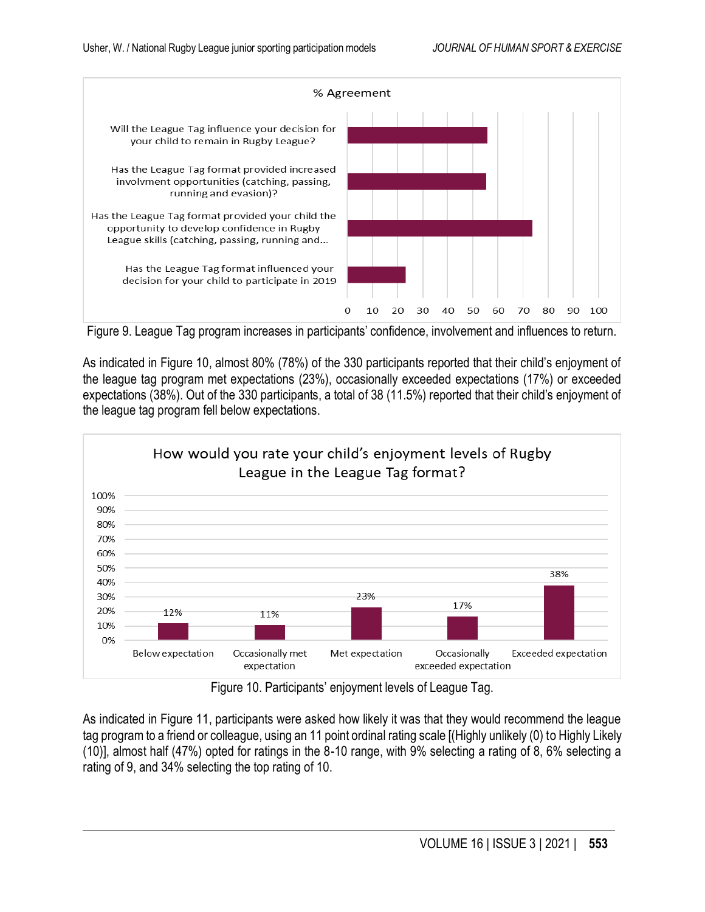Figure 9. League Tag program increases in participants' confidence, involvement and influences to return.

As indicated in Figure 10, almost 80% (78%) of the 330 participants reported that their child's enjoyment of the league tag program met expectations (23%), occasionally exceeded expectations (17%) or exceeded expectations (38%). Out of the 330 participants, a total of 38 (11.5%) reported that their child's enjoyment of the league tag program fell below expectations.

Figure 10. Participants' enjoyment levels of League Tag.

As indicated in Figure 11, participants were asked how likely it was that they would recommend the league tag program to a friend or colleague, using an 11 point ordinal rating scale [(Highly unlikely (0) to Highly Likely (10)], almost half (47%) opted for ratings in the 8-10 range, with 9% selecting a rating of 8, 6% selecting a rating of 9, and 34% selecting the top rating of 10.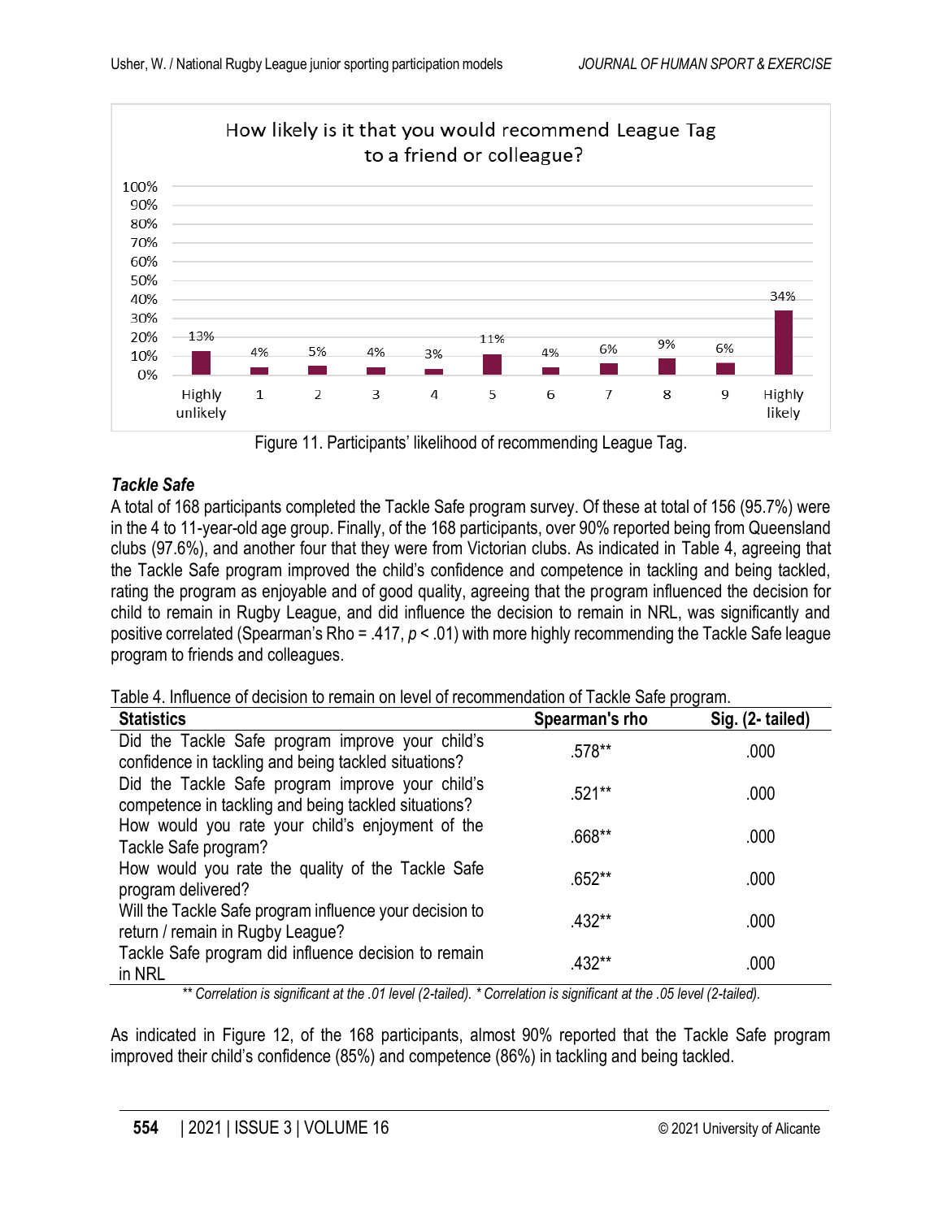Figure 11. Participants' likelihood of recommending League Tag.

### *Tackle Safe*

A total of 168 participants completed the Tackle Safe program survey. Of these at total of 156 (95.7%) were in the 4 to 11-year-old age group. Finally, of the 168 participants, over 90% reported being from Queensland clubs (97.6%), and another four that they were from Victorian clubs. As indicated in Table 4, agreeing that the Tackle Safe program improved the child's confidence and competence in tackling and being tackled, rating the program as enjoyable and of good quality, agreeing that the program influenced the decision for child to remain in Rugby League, and did influence the decision to remain in NRL, was significantly and positive correlated (Spearman's Rho = .417, $p < .01$) with more highly recommending the Tackle Safe league program to friends and colleagues.

Table 4. Influence of decision to remain on level of recommendation of Tackle Safe program.

| Statistics | Spearman's rho | Sig. (2- tailed) |
|---|---|---|
| Did the Tackle Safe program improve your child's confidence in tackling and being tackled situations? | .578** | .000 |
| Did the Tackle Safe program improve your child's competence in tackling and being tackled situations? | .521** | .000 |
| How would you rate your child's enjoyment of the Tackle Safe program? | .668** | .000 |
| How would you rate the quality of the Tackle Safe program delivered? | .652** | .000 |
| Will the Tackle Safe program influence your decision to return / remain in Rugby League? | .432** | .000 |
| Tackle Safe program did influence decision to remain in NRL | .432** | .000 |

*** Correlation is significant at the .01 level (2-tailed). * Correlation is significant at the .05 level (2-tailed).*

As indicated in Figure 12, of the 168 participants, almost 90% reported that the Tackle Safe program improved their child's confidence (85%) and competence (86%) in tackling and being tackled.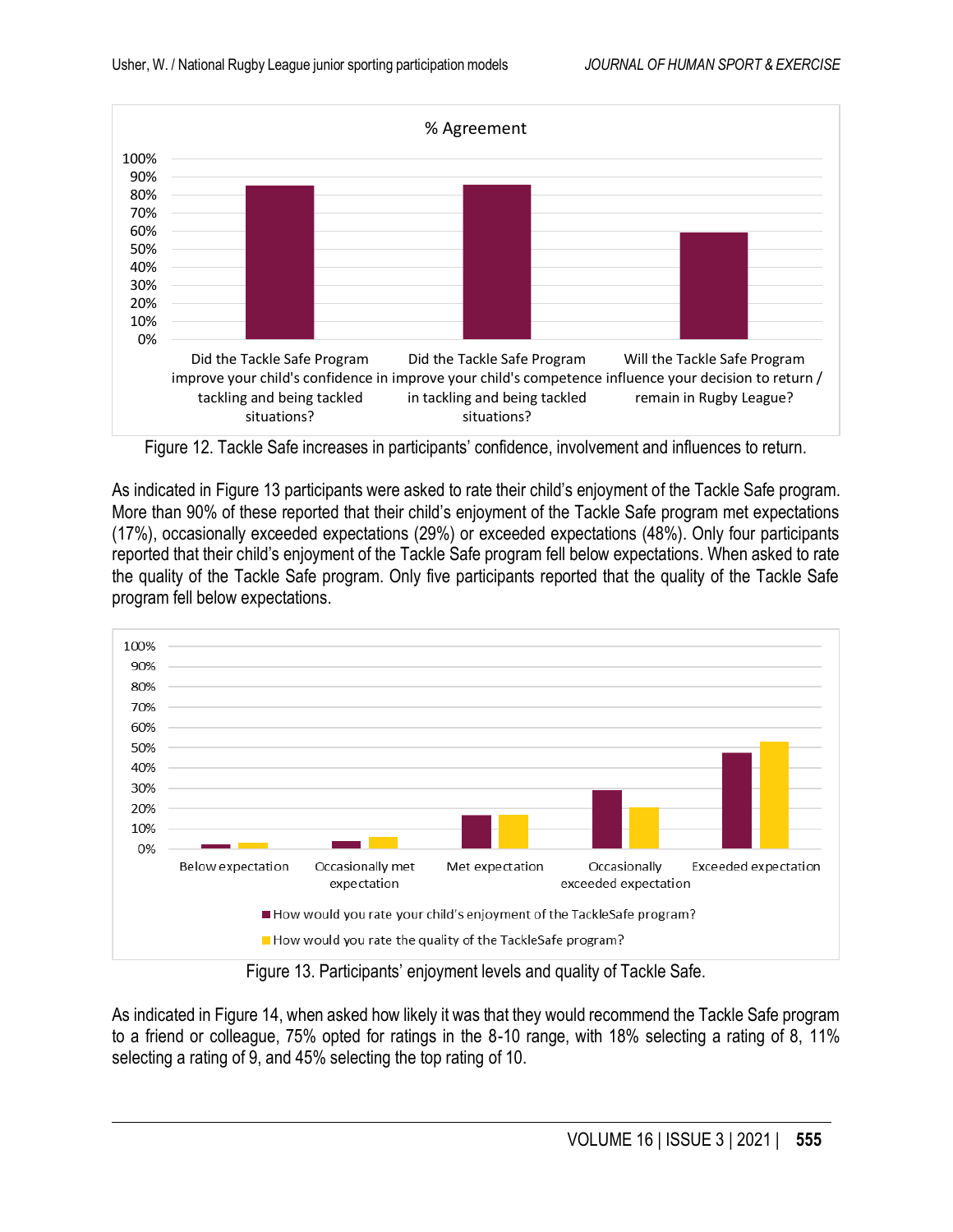Figure 12. Tackle Safe increases in participants' confidence, involvement and influences to return.

As indicated in Figure 13 participants were asked to rate their child's enjoyment of the Tackle Safe program. More than 90% of these reported that their child's enjoyment of the Tackle Safe program met expectations (17%), occasionally exceeded expectations (29%) or exceeded expectations (48%). Only four participants reported that their child's enjoyment of the Tackle Safe program fell below expectations. When asked to rate the quality of the Tackle Safe program. Only five participants reported that the quality of the Tackle Safe program fell below expectations.

Figure 13. Participants' enjoyment levels and quality of Tackle Safe.

As indicated in Figure 14, when asked how likely it was that they would recommend the Tackle Safe program to a friend or colleague, 75% opted for ratings in the 8-10 range, with 18% selecting a rating of 8, 11% selecting a rating of 9, and 45% selecting the top rating of 10.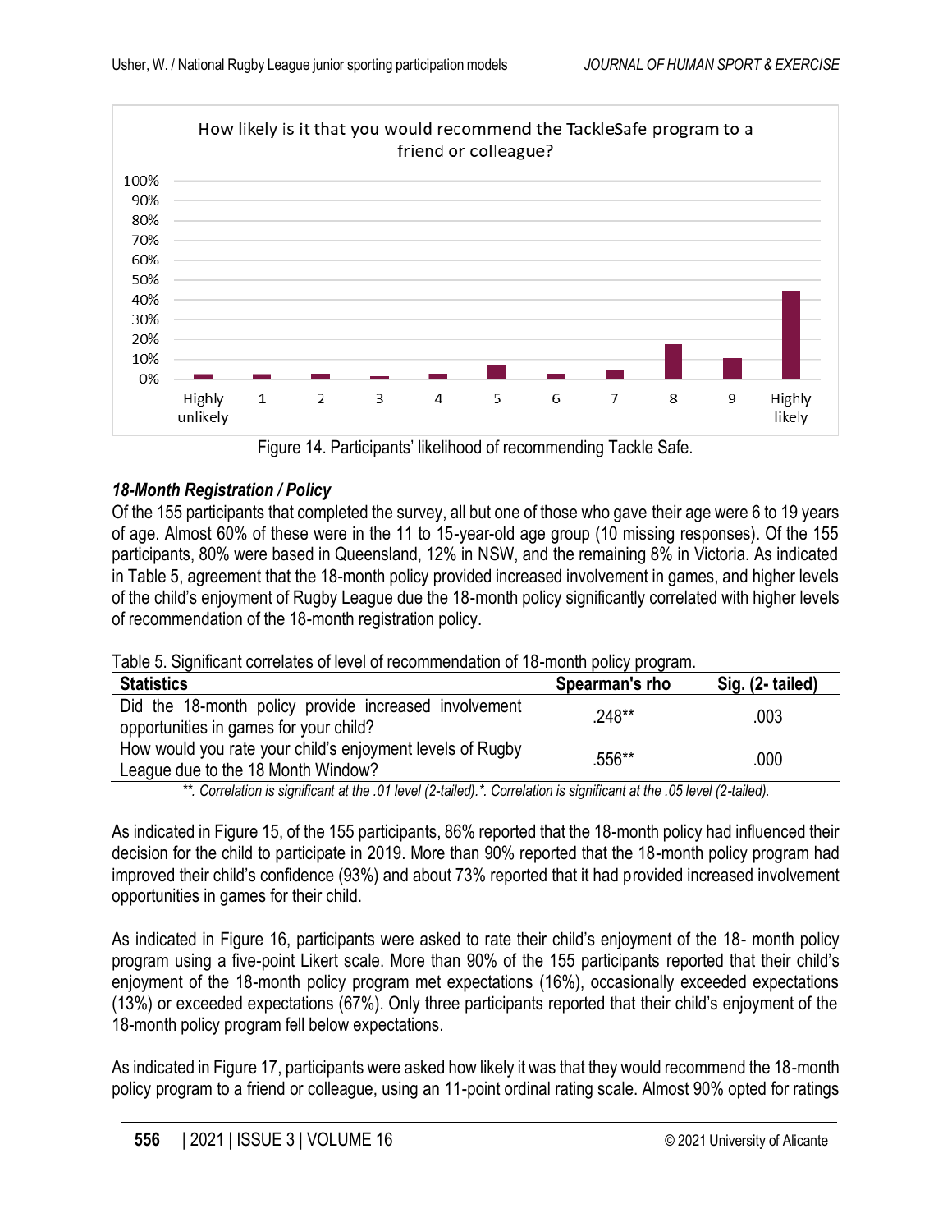Figure 14. Participants' likelihood of recommending Tackle Safe.

### *18-Month Registration / Policy*

Of the 155 participants that completed the survey, all but one of those who gave their age were 6 to 19 years of age. Almost 60% of these were in the 11 to 15-year-old age group (10 missing responses). Of the 155 participants, 80% were based in Queensland, 12% in NSW, and the remaining 8% in Victoria. As indicated in Table 5, agreement that the 18-month policy provided increased involvement in games, and higher levels of the child's enjoyment of Rugby League due the 18-month policy significantly correlated with higher levels of recommendation of the 18-month registration policy.

Table 5. Significant correlates of level of recommendation of 18-month policy program.

| Statistics | Spearman's rho | Sig. (2- tailed) |
|---|---|---|
| Did the 18-month policy provide increased involvement opportunities in games for your child? | .248** | .003 |
| How would you rate your child's enjoyment levels of Rugby League due to the 18 Month Window? | .556** | .000 |

*\*\*. Correlation is significant at the .01 level (2-tailed).\*. Correlation is significant at the .05 level (2-tailed).*

As indicated in Figure 15, of the 155 participants, 86% reported that the 18-month policy had influenced their decision for the child to participate in 2019. More than 90% reported that the 18-month policy program had improved their child's confidence (93%) and about 73% reported that it had provided increased involvement opportunities in games for their child.

As indicated in Figure 16, participants were asked to rate their child's enjoyment of the 18- month policy program using a five-point Likert scale. More than 90% of the 155 participants reported that their child's enjoyment of the 18-month policy program met expectations (16%), occasionally exceeded expectations (13%) or exceeded expectations (67%). Only three participants reported that their child's enjoyment of the 18-month policy program fell below expectations.

As indicated in Figure 17, participants were asked how likely it was that they would recommend the 18-month policy program to a friend or colleague, using an 11-point ordinal rating scale. Almost 90% opted for ratings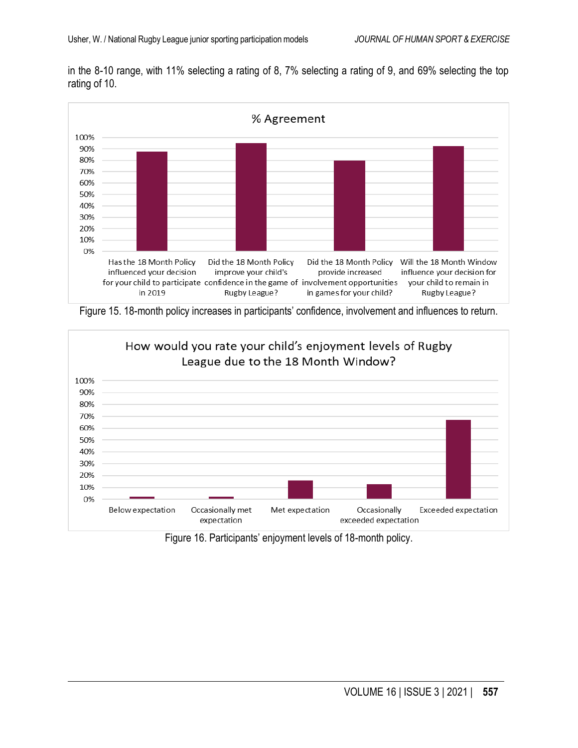in the 8-10 range, with 11% selecting a rating of 8, 7% selecting a rating of 9, and 69% selecting the top rating of 10.

Figure 15. 18-month policy increases in participants' confidence, involvement and influences to return.

Figure 16. Participants' enjoyment levels of 18-month policy.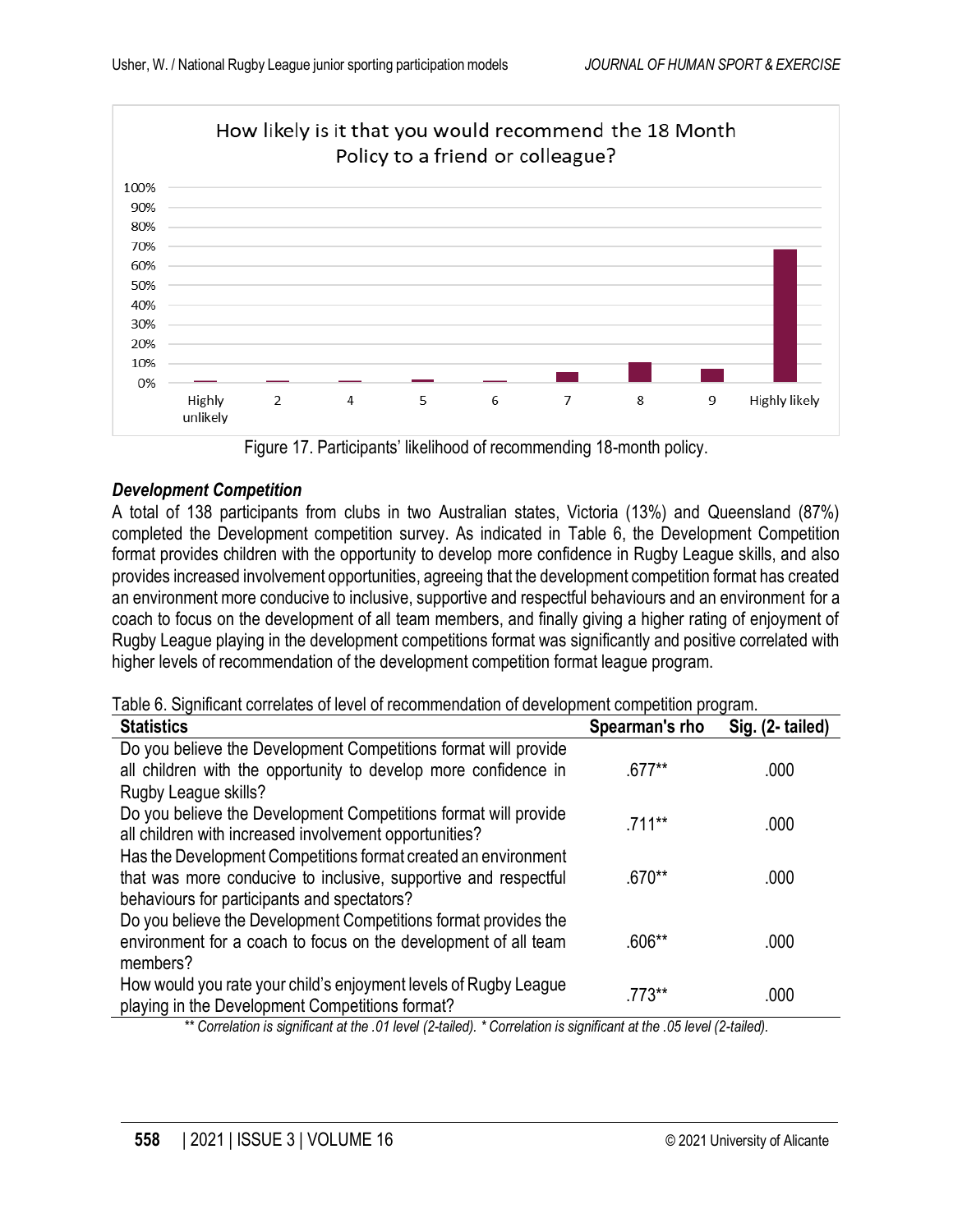Figure 17. Participants' likelihood of recommending 18-month policy.

### *Development Competition*

A total of 138 participants from clubs in two Australian states, Victoria (13%) and Queensland (87%) completed the Development competition survey. As indicated in Table 6, the Development Competition format provides children with the opportunity to develop more confidence in Rugby League skills, and also provides increased involvement opportunities, agreeing that the development competition format has created an environment more conducive to inclusive, supportive and respectful behaviours and an environment for a coach to focus on the development of all team members, and finally giving a higher rating of enjoyment of Rugby League playing in the development competitions format was significantly and positive correlated with higher levels of recommendation of the development competition format league program.

Table 6. Significant correlates of level of recommendation of development competition program.

| Statistics | Spearman's rho | Sig. (2- tailed) |
|---|---|---|
| Do you believe the Development Competitions format will provide all children with the opportunity to develop more confidence in Rugby League skills? | .677** | .000 |
| Do you believe the Development Competitions format will provide all children with increased involvement opportunities? | .711** | .000 |
| Has the Development Competitions format created an environment that was more conducive to inclusive, supportive and respectful behaviours for participants and spectators? | .670** | .000 |
| Do you believe the Development Competitions format provides the environment for a coach to focus on the development of all team members? | .606** | .000 |
| How would you rate your child's enjoyment levels of Rugby League playing in the Development Competitions format? | .773** | .000 |

*\*\* Correlation is significant at the .01 level (2-tailed). \* Correlation is significant at the .05 level (2-tailed).*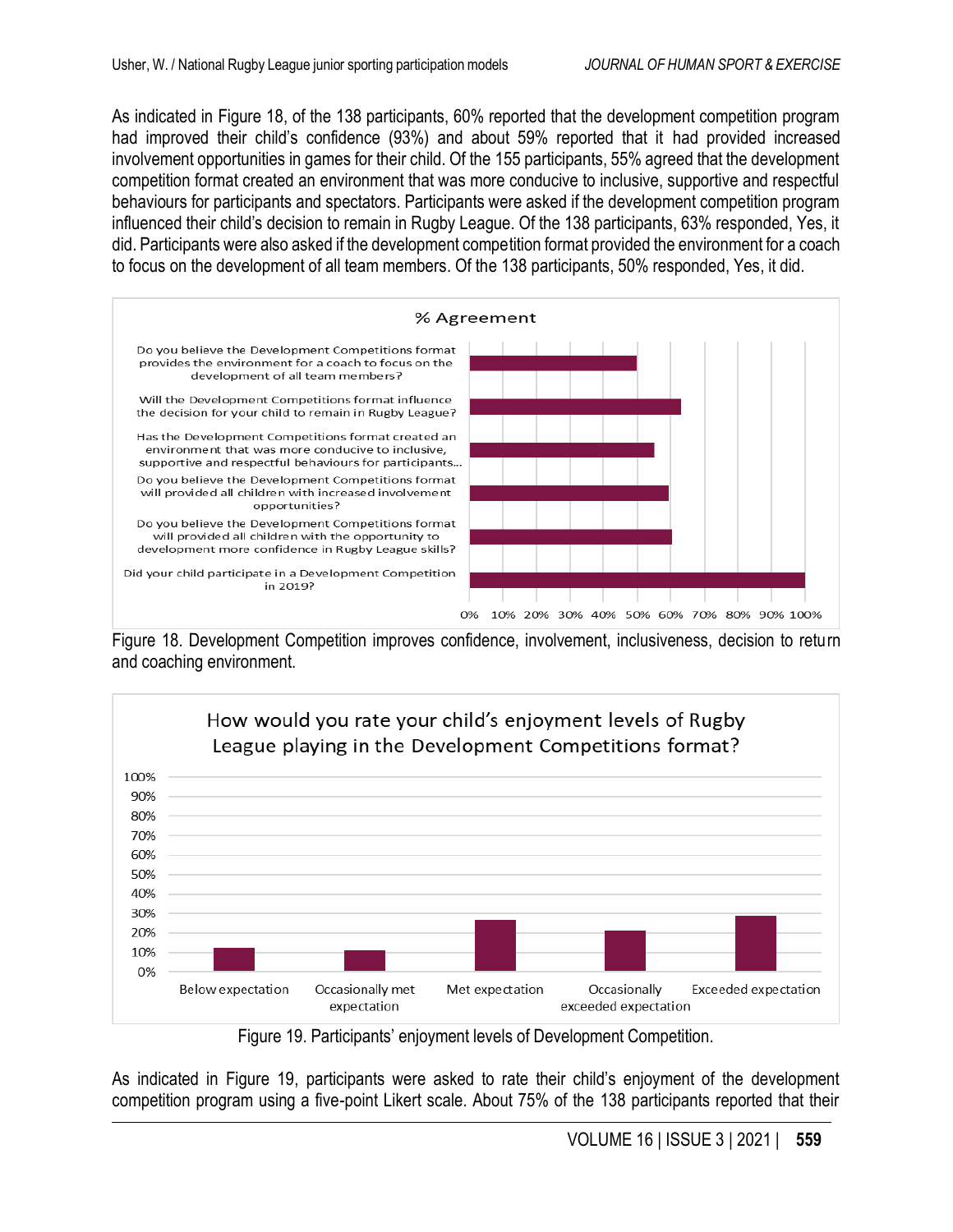As indicated in Figure 18, of the 138 participants, 60% reported that the development competition program had improved their child's confidence (93%) and about 59% reported that it had provided increased involvement opportunities in games for their child. Of the 155 participants, 55% agreed that the development competition format created an environment that was more conducive to inclusive, supportive and respectful behaviours for participants and spectators. Participants were asked if the development competition program influenced their child's decision to remain in Rugby League. Of the 138 participants, 63% responded, Yes, it did. Participants were also asked if the development competition format provided the environment for a coach to focus on the development of all team members. Of the 138 participants, 50% responded, Yes, it did.

Figure 18. Development Competition improves confidence, involvement, inclusiveness, decision to return and coaching environment.

Figure 19. Participants' enjoyment levels of Development Competition.

As indicated in Figure 19, participants were asked to rate their child's enjoyment of the development competition program using a five-point Likert scale. About 75% of the 138 participants reported that their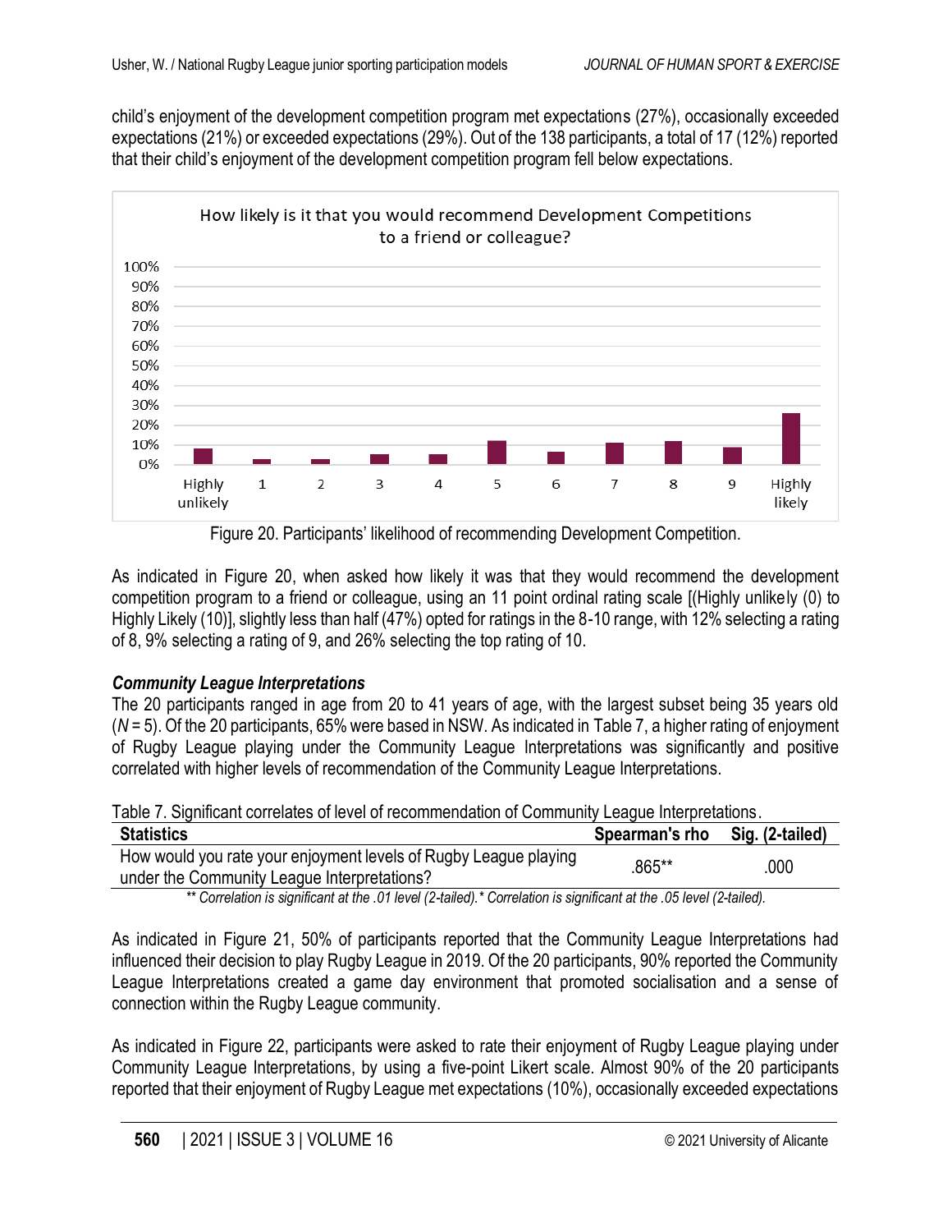child's enjoyment of the development competition program met expectations (27%), occasionally exceeded expectations (21%) or exceeded expectations (29%). Out of the 138 participants, a total of 17 (12%) reported that their child's enjoyment of the development competition program fell below expectations.

Figure 20. Participants' likelihood of recommending Development Competition.

As indicated in Figure 20, when asked how likely it was that they would recommend the development competition program to a friend or colleague, using an 11 point ordinal rating scale [(Highly unlikely (0) to Highly Likely (10)], slightly less than half (47%) opted for ratings in the 8-10 range, with 12% selecting a rating of 8, 9% selecting a rating of 9, and 26% selecting the top rating of 10.

***Community League Interpretations***

The 20 participants ranged in age from 20 to 41 years of age, with the largest subset being 35 years old (*N* = 5). Of the 20 participants, 65% were based in NSW. As indicated in Table 7, a higher rating of enjoyment of Rugby League playing under the Community League Interpretations was significantly and positive correlated with higher levels of recommendation of the Community League Interpretations.

Table 7. Significant correlates of level of recommendation of Community League Interpretations.

| Statistics | Spearman's rho | Sig. (2-tailed) |
|---|---|---|
| How would you rate your enjoyment levels of Rugby League playing under the Community League Interpretations? | .865** | .000 |

*** Correlation is significant at the .01 level (2-tailed).* Correlation is significant at the .05 level (2-tailed).*

As indicated in Figure 21, 50% of participants reported that the Community League Interpretations had influenced their decision to play Rugby League in 2019. Of the 20 participants, 90% reported the Community League Interpretations created a game day environment that promoted socialisation and a sense of connection within the Rugby League community.

As indicated in Figure 22, participants were asked to rate their enjoyment of Rugby League playing under Community League Interpretations, by using a five-point Likert scale. Almost 90% of the 20 participants reported that their enjoyment of Rugby League met expectations (10%), occasionally exceeded expectations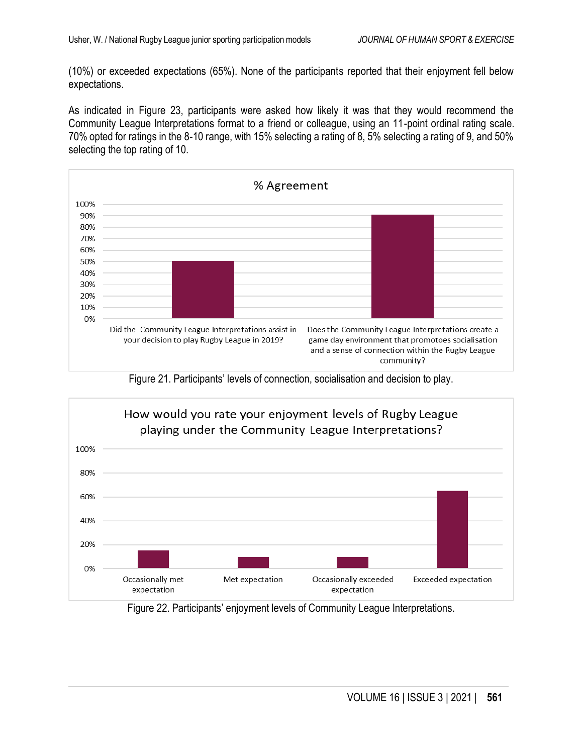(10%) or exceeded expectations (65%). None of the participants reported that their enjoyment fell below expectations.

As indicated in Figure 23, participants were asked how likely it was that they would recommend the Community League Interpretations format to a friend or colleague, using an 11-point ordinal rating scale. 70% opted for ratings in the 8-10 range, with 15% selecting a rating of 8, 5% selecting a rating of 9, and 50% selecting the top rating of 10.

Figure 21. Participants' levels of connection, socialisation and decision to play.

Figure 22. Participants' enjoyment levels of Community League Interpretations.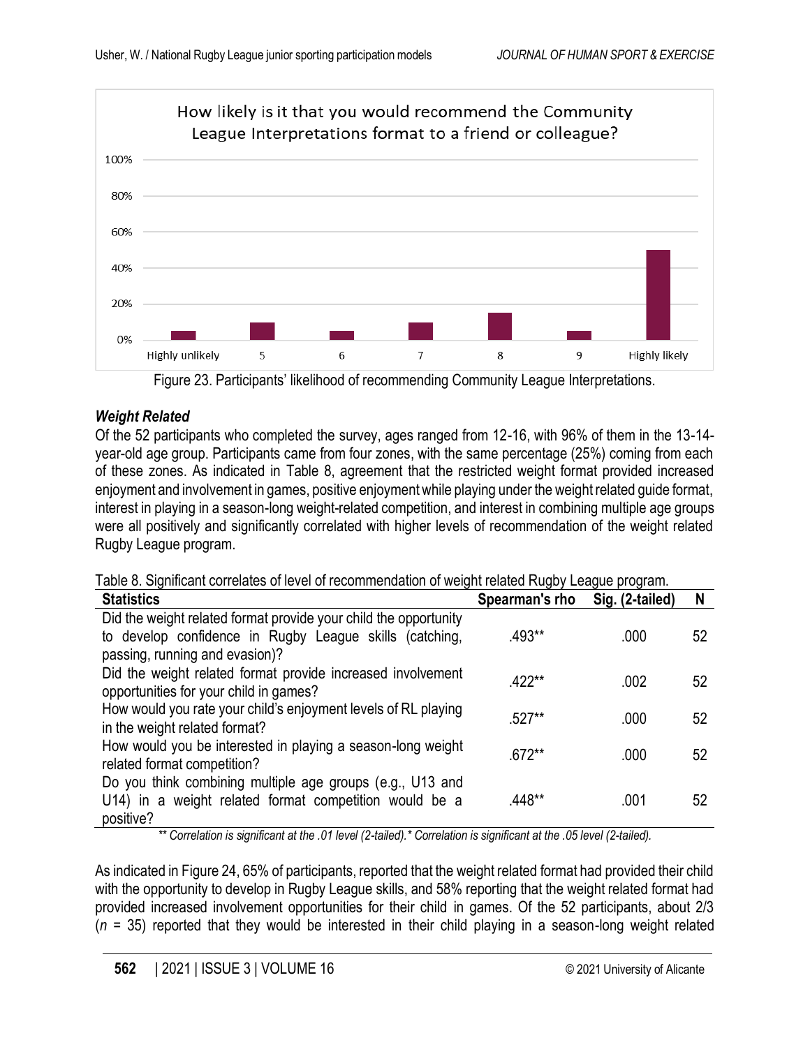How likely is it that you would recommend the Community League Interpretations format to a friend or colleague?

Figure 23. Participants' likelihood of recommending Community League Interpretations.

***Weight Related***

Of the 52 participants who completed the survey, ages ranged from 12-16, with 96% of them in the 13-14-year-old age group. Participants came from four zones, with the same percentage (25%) coming from each of these zones. As indicated in Table 8, agreement that the restricted weight format provided increased enjoyment and involvement in games, positive enjoyment while playing under the weight related guide format, interest in playing in a season-long weight-related competition, and interest in combining multiple age groups were all positively and significantly correlated with higher levels of recommendation of the weight related Rugby League program.

Table 8. Significant correlates of level of recommendation of weight related Rugby League program.

| Statistics | Spearman's rho | Sig. (2-tailed) | N |
|---|---|---|---|
| Did the weight related format provide your child the opportunity to develop confidence in Rugby League skills (catching, passing, running and evasion)? | .493** | .000 | 52 |
| Did the weight related format provide increased involvement opportunities for your child in games? | .422** | .002 | 52 |
| How would you rate your child's enjoyment levels of RL playing in the weight related format? | .527** | .000 | 52 |
| How would you be interested in playing a season-long weight related format competition? | .672** | .000 | 52 |
| Do you think combining multiple age groups (e.g., U13 and U14) in a weight related format competition would be a positive? | .448** | .001 | 52 |

*\*\* Correlation is significant at the .01 level (2-tailed).\* Correlation is significant at the .05 level (2-tailed).*

As indicated in Figure 24, 65% of participants, reported that the weight related format had provided their child with the opportunity to develop in Rugby League skills, and 58% reporting that the weight related format had provided increased involvement opportunities for their child in games. Of the 52 participants, about 2/3 ($n$ = 35) reported that they would be interested in their child playing in a season-long weight related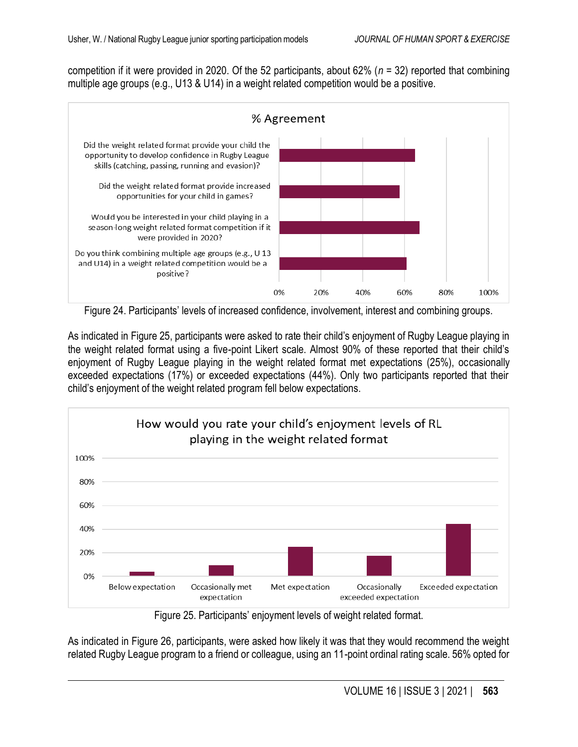competition if it were provided in 2020. Of the 52 participants, about 62% (*n* = 32) reported that combining multiple age groups (e.g., U13 & U14) in a weight related competition would be a positive.

Figure 24. Participants' levels of increased confidence, involvement, interest and combining groups.

As indicated in Figure 25, participants were asked to rate their child's enjoyment of Rugby League playing in the weight related format using a five-point Likert scale. Almost 90% of these reported that their child's enjoyment of Rugby League playing in the weight related format met expectations (25%), occasionally exceeded expectations (17%) or exceeded expectations (44%). Only two participants reported that their child's enjoyment of the weight related program fell below expectations.

Figure 25. Participants' enjoyment levels of weight related format.

As indicated in Figure 26, participants, were asked how likely it was that they would recommend the weight related Rugby League program to a friend or colleague, using an 11-point ordinal rating scale. 56% opted for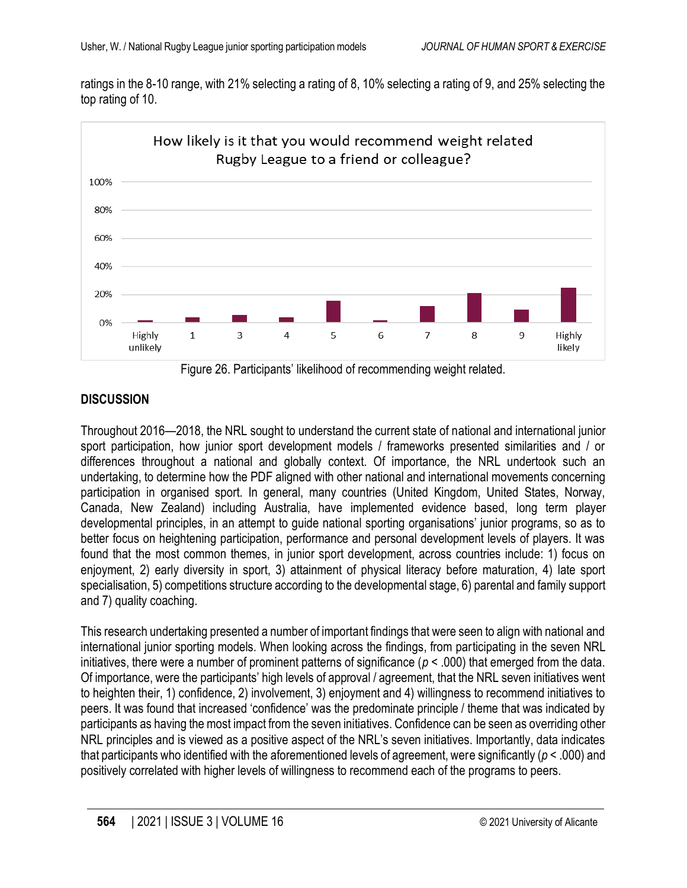ratings in the 8-10 range, with 21% selecting a rating of 8, 10% selecting a rating of 9, and 25% selecting the top rating of 10.

Figure 26. Participants' likelihood of recommending weight related.

## DISCUSSION

Throughout 2016—2018, the NRL sought to understand the current state of national and international junior sport participation, how junior sport development models / frameworks presented similarities and / or differences throughout a national and globally context. Of importance, the NRL undertook such an undertaking, to determine how the PDF aligned with other national and international movements concerning participation in organised sport. In general, many countries (United Kingdom, United States, Norway, Canada, New Zealand) including Australia, have implemented evidence based, long term player developmental principles, in an attempt to guide national sporting organisations' junior programs, so as to better focus on heightening participation, performance and personal development levels of players. It was found that the most common themes, in junior sport development, across countries include: 1) focus on enjoyment, 2) early diversity in sport, 3) attainment of physical literacy before maturation, 4) late sport specialisation, 5) competitions structure according to the developmental stage, 6) parental and family support and 7) quality coaching.

This research undertaking presented a number of important findings that were seen to align with national and international junior sporting models. When looking across the findings, from participating in the seven NRL initiatives, there were a number of prominent patterns of significance ($p < .000$) that emerged from the data. Of importance, were the participants' high levels of approval / agreement, that the NRL seven initiatives went to heighten their, 1) confidence, 2) involvement, 3) enjoyment and 4) willingness to recommend initiatives to peers. It was found that increased 'confidence' was the predominate principle / theme that was indicated by participants as having the most impact from the seven initiatives. Confidence can be seen as overriding other NRL principles and is viewed as a positive aspect of the NRL's seven initiatives. Importantly, data indicates that participants who identified with the aforementioned levels of agreement, were significantly ($p < .000$) and positively correlated with higher levels of willingness to recommend each of the programs to peers.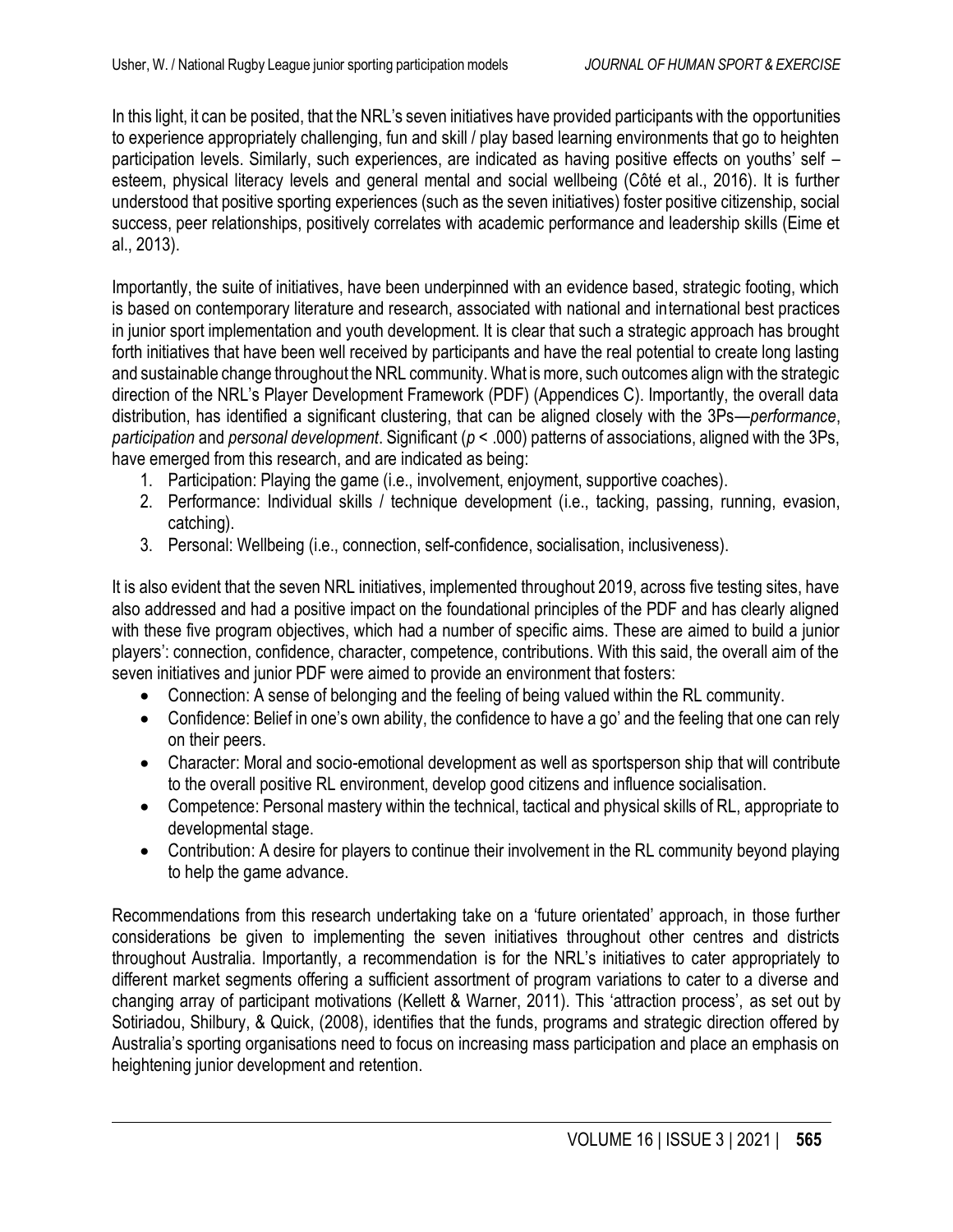In this light, it can be posited, that the NRL's seven initiatives have provided participants with the opportunities to experience appropriately challenging, fun and skill / play based learning environments that go to heighten participation levels. Similarly, such experiences, are indicated as having positive effects on youths' self – esteem, physical literacy levels and general mental and social wellbeing (Côté et al., 2016). It is further understood that positive sporting experiences (such as the seven initiatives) foster positive citizenship, social success, peer relationships, positively correlates with academic performance and leadership skills (Eime et al., 2013).

Importantly, the suite of initiatives, have been underpinned with an evidence based, strategic footing, which is based on contemporary literature and research, associated with national and international best practices in junior sport implementation and youth development. It is clear that such a strategic approach has brought forth initiatives that have been well received by participants and have the real potential to create long lasting and sustainable change throughout the NRL community. What is more, such outcomes align with the strategic direction of the NRL's Player Development Framework (PDF) (Appendices C). Importantly, the overall data distribution, has identified a significant clustering, that can be aligned closely with the 3Ps—*performance*, *participation* and *personal development*. Significant ($p$ < .000) patterns of associations, aligned with the 3Ps, have emerged from this research, and are indicated as being:

1. Participation: Playing the game (i.e., involvement, enjoyment, supportive coaches).
2. Performance: Individual skills / technique development (i.e., tacking, passing, running, evasion, catching).
3. Personal: Wellbeing (i.e., connection, self-confidence, socialisation, inclusiveness).

It is also evident that the seven NRL initiatives, implemented throughout 2019, across five testing sites, have also addressed and had a positive impact on the foundational principles of the PDF and has clearly aligned with these five program objectives, which had a number of specific aims. These are aimed to build a junior players': connection, confidence, character, competence, contributions. With this said, the overall aim of the seven initiatives and junior PDF were aimed to provide an environment that fosters:

- Connection: A sense of belonging and the feeling of being valued within the RL community.
- Confidence: Belief in one's own ability, the confidence to have a go' and the feeling that one can rely on their peers.
- Character: Moral and socio-emotional development as well as sportsperson ship that will contribute to the overall positive RL environment, develop good citizens and influence socialisation.
- Competence: Personal mastery within the technical, tactical and physical skills of RL, appropriate to developmental stage.
- Contribution: A desire for players to continue their involvement in the RL community beyond playing to help the game advance.

Recommendations from this research undertaking take on a 'future orientated' approach, in those further considerations be given to implementing the seven initiatives throughout other centres and districts throughout Australia. Importantly, a recommendation is for the NRL's initiatives to cater appropriately to different market segments offering a sufficient assortment of program variations to cater to a diverse and changing array of participant motivations (Kellett & Warner, 2011). This 'attraction process', as set out by Sotiriadou, Shilbury, & Quick, (2008), identifies that the funds, programs and strategic direction offered by Australia's sporting organisations need to focus on increasing mass participation and place an emphasis on heightening junior development and retention.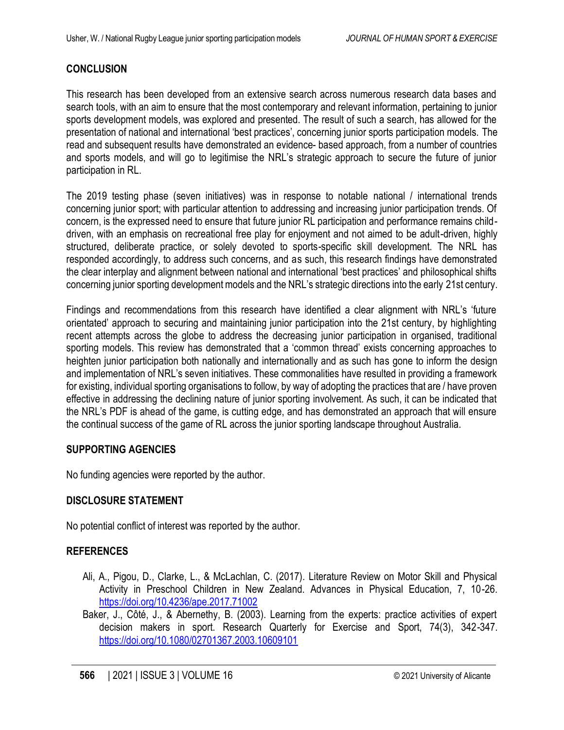## CONCLUSION

This research has been developed from an extensive search across numerous research data bases and search tools, with an aim to ensure that the most contemporary and relevant information, pertaining to junior sports development models, was explored and presented. The result of such a search, has allowed for the presentation of national and international 'best practices', concerning junior sports participation models. The read and subsequent results have demonstrated an evidence- based approach, from a number of countries and sports models, and will go to legitimise the NRL's strategic approach to secure the future of junior participation in RL.

The 2019 testing phase (seven initiatives) was in response to notable national / international trends concerning junior sport; with particular attention to addressing and increasing junior participation trends. Of concern, is the expressed need to ensure that future junior RL participation and performance remains child-driven, with an emphasis on recreational free play for enjoyment and not aimed to be adult-driven, highly structured, deliberate practice, or solely devoted to sports-specific skill development. The NRL has responded accordingly, to address such concerns, and as such, this research findings have demonstrated the clear interplay and alignment between national and international 'best practices' and philosophical shifts concerning junior sporting development models and the NRL's strategic directions into the early 21st century.

Findings and recommendations from this research have identified a clear alignment with NRL's 'future orientated' approach to securing and maintaining junior participation into the 21st century, by highlighting recent attempts across the globe to address the decreasing junior participation in organised, traditional sporting models. This review has demonstrated that a 'common thread' exists concerning approaches to heighten junior participation both nationally and internationally and as such has gone to inform the design and implementation of NRL's seven initiatives. These commonalities have resulted in providing a framework for existing, individual sporting organisations to follow, by way of adopting the practices that are / have proven effective in addressing the declining nature of junior sporting involvement. As such, it can be indicated that the NRL's PDF is ahead of the game, is cutting edge, and has demonstrated an approach that will ensure the continual success of the game of RL across the junior sporting landscape throughout Australia.

## SUPPORTING AGENCIES

No funding agencies were reported by the author.

## DISCLOSURE STATEMENT

No potential conflict of interest was reported by the author.

## REFERENCES

Ali, A., Pigou, D., Clarke, L., & McLachlan, C. (2017). Literature Review on Motor Skill and Physical Activity in Preschool Children in New Zealand. Advances in Physical Education, 7, 10-26. https://doi.org/10.4236/ape.2017.71002

Baker, J., Côté, J., & Abernethy, B. (2003). Learning from the experts: practice activities of expert decision makers in sport. Research Quarterly for Exercise and Sport, 74(3), 342-347. https://doi.org/10.1080/02701367.2003.10609101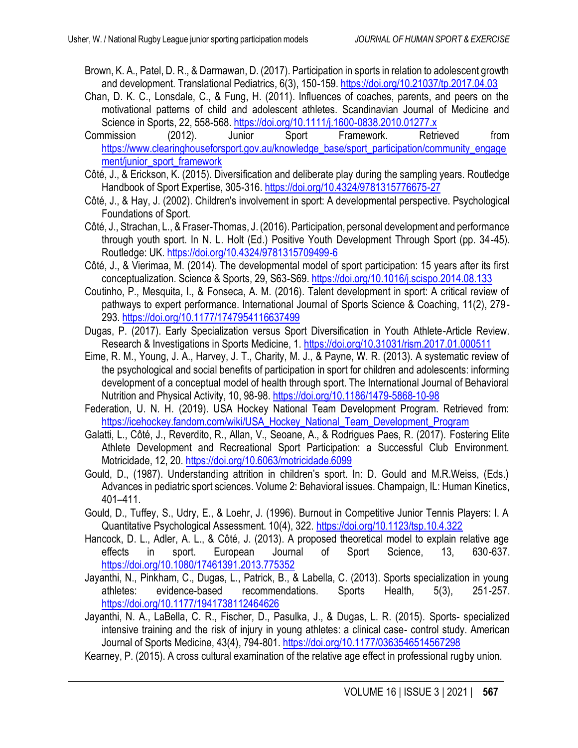Brown, K. A., Patel, D. R., & Darmawan, D. (2017). Participation in sports in relation to adolescent growth and development. Translational Pediatrics, 6(3), 150-159. https://doi.org/10.21037/tp.2017.04.03

Chan, D. K. C., Lonsdale, C., & Fung, H. (2011). Influences of coaches, parents, and peers on the motivational patterns of child and adolescent athletes. Scandinavian Journal of Medicine and Science in Sports, 22, 558-568. https://doi.org/10.1111/j.1600-0838.2010.01277.x

Commission (2012). Junior Sport Framework. Retrieved from https://www.clearinghouseforsport.gov.au/knowledge_base/sport_participation/community_engagement/junior_sport_framework

Côté, J., & Erickson, K. (2015). Diversification and deliberate play during the sampling years. Routledge Handbook of Sport Expertise, 305-316. https://doi.org/10.4324/9781315776675-27

Côté, J., & Hay, J. (2002). Children's involvement in sport: A developmental perspective. Psychological Foundations of Sport.

Côté, J., Strachan, L., & Fraser-Thomas, J. (2016). Participation, personal development and performance through youth sport. In N. L. Holt (Ed.) Positive Youth Development Through Sport (pp. 34-45). Routledge: UK. https://doi.org/10.4324/9781315709499-6

Côté, J., & Vierimaa, M. (2014). The developmental model of sport participation: 15 years after its first conceptualization. Science & Sports, 29, S63-S69. https://doi.org/10.1016/j.scispo.2014.08.133

Coutinho, P., Mesquita, I., & Fonseca, A. M. (2016). Talent development in sport: A critical review of pathways to expert performance. International Journal of Sports Science & Coaching, 11(2), 279-293. https://doi.org/10.1177/1747954116637499

Dugas, P. (2017). Early Specialization versus Sport Diversification in Youth Athlete-Article Review. Research & Investigations in Sports Medicine, 1. https://doi.org/10.31031/rism.2017.01.000511

Eime, R. M., Young, J. A., Harvey, J. T., Charity, M. J., & Payne, W. R. (2013). A systematic review of the psychological and social benefits of participation in sport for children and adolescents: informing development of a conceptual model of health through sport. The International Journal of Behavioral Nutrition and Physical Activity, 10, 98-98. https://doi.org/10.1186/1479-5868-10-98

Federation, U. N. H. (2019). USA Hockey National Team Development Program. Retrieved from: https://icehockey.fandom.com/wiki/USA_Hockey_National_Team_Development_Program

Galatti, L., Côté, J., Reverdito, R., Allan, V., Seoane, A., & Rodrigues Paes, R. (2017). Fostering Elite Athlete Development and Recreational Sport Participation: a Successful Club Environment. Motricidade, 12, 20. https://doi.org/10.6063/motricidade.6099

Gould, D., (1987). Understanding attrition in children's sport. In: D. Gould and M.R.Weiss, (Eds.) Advances in pediatric sport sciences. Volume 2: Behavioral issues. Champaign, IL: Human Kinetics, 401–411.

Gould, D., Tuffey, S., Udry, E., & Loehr, J. (1996). Burnout in Competitive Junior Tennis Players: I. A Quantitative Psychological Assessment. 10(4), 322. https://doi.org/10.1123/tsp.10.4.322

Hancock, D. L., Adler, A. L., & Côté, J. (2013). A proposed theoretical model to explain relative age effects in sport. European Journal of Sport Science, 13, 630-637. https://doi.org/10.1080/17461391.2013.775352

Jayanthi, N., Pinkham, C., Dugas, L., Patrick, B., & Labella, C. (2013). Sports specialization in young athletes: evidence-based recommendations. Sports Health, 5(3), 251-257. https://doi.org/10.1177/1941738112464626

Jayanthi, N. A., LaBella, C. R., Fischer, D., Pasulka, J., & Dugas, L. R. (2015). Sports- specialized intensive training and the risk of injury in young athletes: a clinical case- control study. American Journal of Sports Medicine, 43(4), 794-801. https://doi.org/10.1177/0363546514567298

Kearney, P. (2015). A cross cultural examination of the relative age effect in professional rugby union.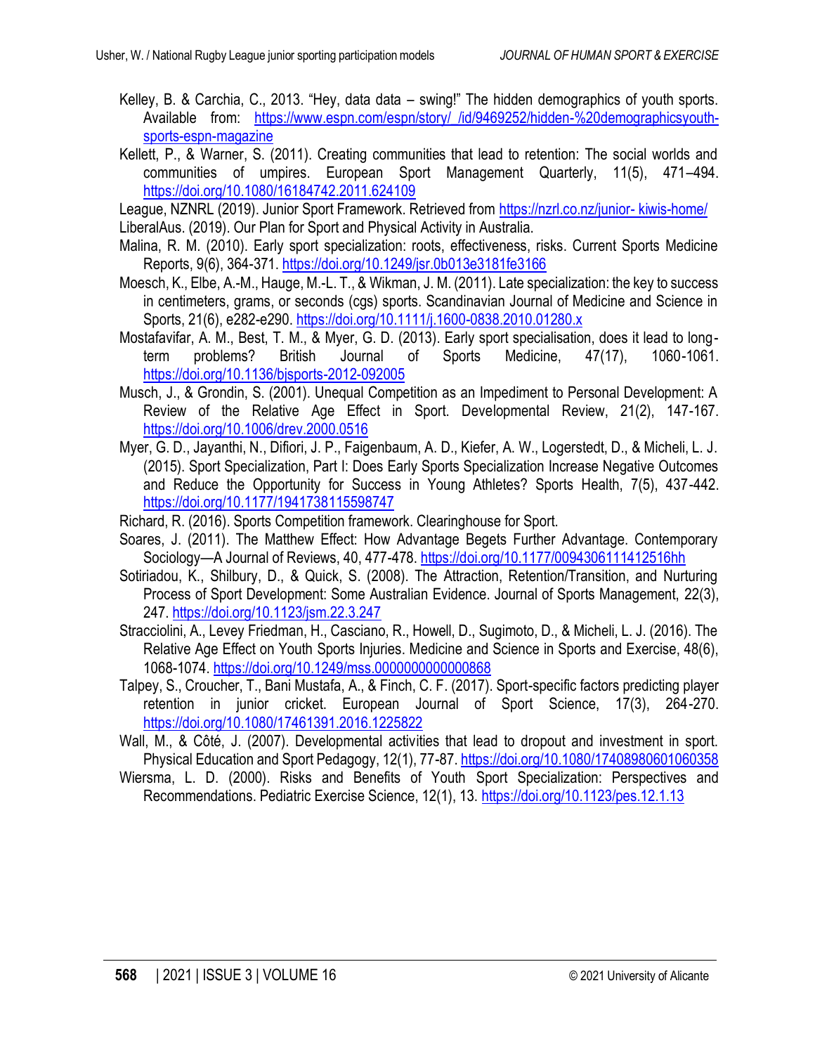Kelley, B. & Carchia, C., 2013. "Hey, data data – swing!" The hidden demographics of youth sports. Available from: https://www.espn.com/espn/story/_/id/9469252/hidden-%20demographicsyouth-sports-espn-magazine

Kellett, P., & Warner, S. (2011). Creating communities that lead to retention: The social worlds and communities of umpires. European Sport Management Quarterly, 11(5), 471–494. https://doi.org/10.1080/16184742.2011.624109

League, NZNRL (2019). Junior Sport Framework. Retrieved from https://nzrl.co.nz/junior- kiwis-home/

LiberalAus. (2019). Our Plan for Sport and Physical Activity in Australia.

Malina, R. M. (2010). Early sport specialization: roots, effectiveness, risks. Current Sports Medicine Reports, 9(6), 364-371. https://doi.org/10.1249/jsr.0b013e3181fe3166

Moesch, K., Elbe, A.-M., Hauge, M.-L. T., & Wikman, J. M. (2011). Late specialization: the key to success in centimeters, grams, or seconds (cgs) sports. Scandinavian Journal of Medicine and Science in Sports, 21(6), e282-e290. https://doi.org/10.1111/j.1600-0838.2010.01280.x

Mostafavifar, A. M., Best, T. M., & Myer, G. D. (2013). Early sport specialisation, does it lead to long-term problems? British Journal of Sports Medicine, 47(17), 1060-1061. https://doi.org/10.1136/bjsports-2012-092005

Musch, J., & Grondin, S. (2001). Unequal Competition as an Impediment to Personal Development: A Review of the Relative Age Effect in Sport. Developmental Review, 21(2), 147-167. https://doi.org/10.1006/drev.2000.0516

Myer, G. D., Jayanthi, N., Difiori, J. P., Faigenbaum, A. D., Kiefer, A. W., Logerstedt, D., & Micheli, L. J. (2015). Sport Specialization, Part I: Does Early Sports Specialization Increase Negative Outcomes and Reduce the Opportunity for Success in Young Athletes? Sports Health, 7(5), 437-442. https://doi.org/10.1177/1941738115598747

Richard, R. (2016). Sports Competition framework. Clearinghouse for Sport.

Soares, J. (2011). The Matthew Effect: How Advantage Begets Further Advantage. Contemporary Sociology—A Journal of Reviews, 40, 477-478. https://doi.org/10.1177/0094306111412516hh

Sotiriadou, K., Shilbury, D., & Quick, S. (2008). The Attraction, Retention/Transition, and Nurturing Process of Sport Development: Some Australian Evidence. Journal of Sports Management, 22(3), 247. https://doi.org/10.1123/jsm.22.3.247

Stracciolini, A., Levey Friedman, H., Casciano, R., Howell, D., Sugimoto, D., & Micheli, L. J. (2016). The Relative Age Effect on Youth Sports Injuries. Medicine and Science in Sports and Exercise, 48(6), 1068-1074. https://doi.org/10.1249/mss.0000000000000868

Talpey, S., Croucher, T., Bani Mustafa, A., & Finch, C. F. (2017). Sport-specific factors predicting player retention in junior cricket. European Journal of Sport Science, 17(3), 264-270. https://doi.org/10.1080/17461391.2016.1225822

Wall, M., & Côté, J. (2007). Developmental activities that lead to dropout and investment in sport. Physical Education and Sport Pedagogy, 12(1), 77-87. https://doi.org/10.1080/17408980601060358

Wiersma, L. D. (2000). Risks and Benefits of Youth Sport Specialization: Perspectives and Recommendations. Pediatric Exercise Science, 12(1), 13. https://doi.org/10.1123/pes.12.1.13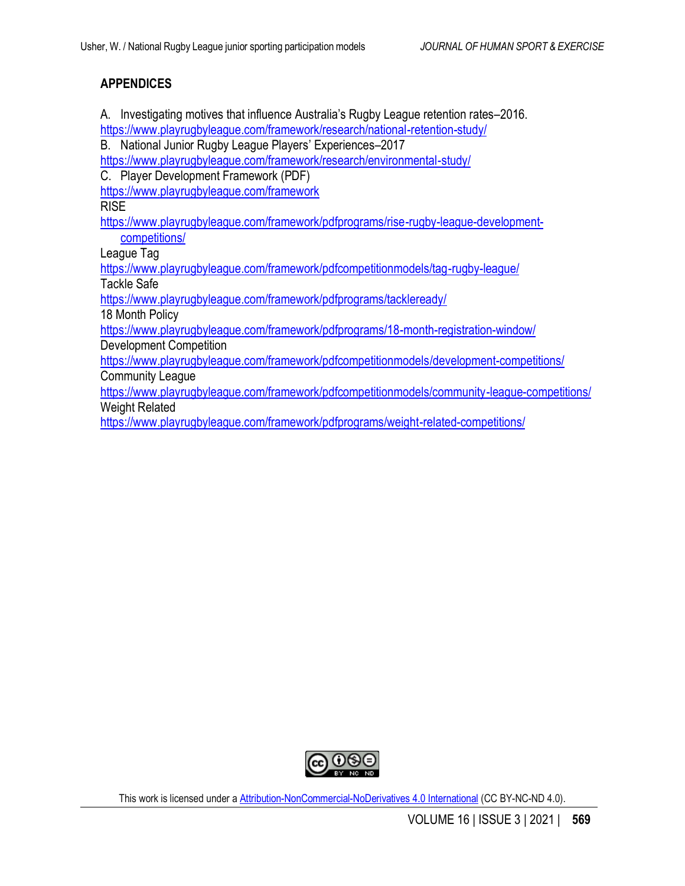## APPENDICES

A. Investigating motives that influence Australia's Rugby League retention rates–2016.
https://www.playrugbyleague.com/framework/research/national-retention-study/

B. National Junior Rugby League Players' Experiences–2017
https://www.playrugbyleague.com/framework/research/environmental-study/

C. Player Development Framework (PDF)
https://www.playrugbyleague.com/framework

RISE
https://www.playrugbyleague.com/framework/pdfprograms/rise-rugby-league-development-competitions/

League Tag
https://www.playrugbyleague.com/framework/pdfcompetitionmodels/tag-rugby-league/

Tackle Safe
https://www.playrugbyleague.com/framework/pdfprograms/tackleready/

18 Month Policy
https://www.playrugbyleague.com/framework/pdfprograms/18-month-registration-window/

Development Competition
https://www.playrugbyleague.com/framework/pdfcompetitionmodels/development-competitions/

Community League
https://www.playrugbyleague.com/framework/pdfcompetitionmodels/community-league-competitions/

Weight Related
https://www.playrugbyleague.com/framework/pdfprograms/weight-related-competitions/

This work is licensed under a Attribution-NonCommercial-NoDerivatives 4.0 International (CC BY-NC-ND 4.0).